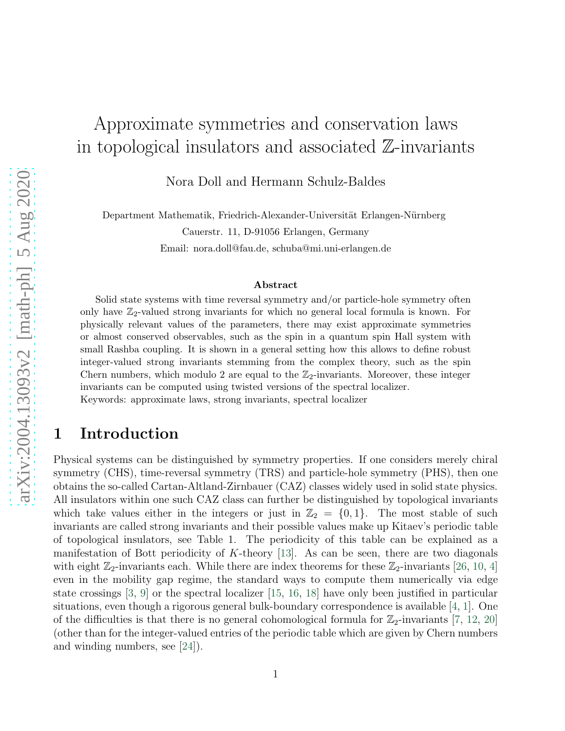# Approximate symmetries and conservation laws in topological insulators and associated $\mathbb{Z}$-invariants

Nora Doll and Hermann Schulz-Baldes

Department Mathematik, Friedrich-Alexander-Universität Erlangen-Nürnberg

Cauerstr. 11, D-91056 Erlangen, Germany

Email: nora.doll@fau.de, schuba@mi.uni-erlangen.de

### Abstract

Solid state systems with time reversal symmetry and/or particle-hole symmetry often only have $\mathbb{Z}_2$-valued strong invariants for which no general local formula is known. For physically relevant values of the parameters, there may exist approximate symmetries or almost conserved observables, such as the spin in a quantum spin Hall system with small Rashba coupling. It is shown in a general setting how this allows to define robust integer-valued strong invariants stemming from the complex theory, such as the spin Chern numbers, which modulo 2 are equal to the $\mathbb{Z}_2$-invariants. Moreover, these integer invariants can be computed using twisted versions of the spectral localizer.

Keywords: approximate laws, strong invariants, spectral localizer

## 1 Introduction

Physical systems can be distinguished by symmetry properties. If one considers merely chiral symmetry (CHS), time-reversal symmetry (TRS) and particle-hole symmetry (PHS), then one obtains the so-called Cartan-Altland-Zirnbauer (CAZ) classes widely used in solid state physics. All insulators within one such CAZ class can further be distinguished by topological invariants which take values either in the integers or just in $\mathbb{Z}_2 = \{0, 1\}$. The most stable of such invariants are called strong invariants and their possible values make up Kitaev's periodic table of topological insulators, see Table 1. The periodicity of this table can be explained as a manifestation of Bott periodicity of $K$-theory [13]. As can be seen, there are two diagonals with eight $\mathbb{Z}_2$-invariants each. While there are index theorems for these $\mathbb{Z}_2$-invariants [26, 10, 4] even in the mobility gap regime, the standard ways to compute them numerically via edge state crossings [3, 9] or the spectral localizer [15, 16, 18] have only been justified in particular situations, even though a rigorous general bulk-boundary correspondence is available [4, 1]. One of the difficulties is that there is no general cohomological formula for $\mathbb{Z}_2$-invariants [7, 12, 20] (other than for the integer-valued entries of the periodic table which are given by Chern numbers and winding numbers, see [24]).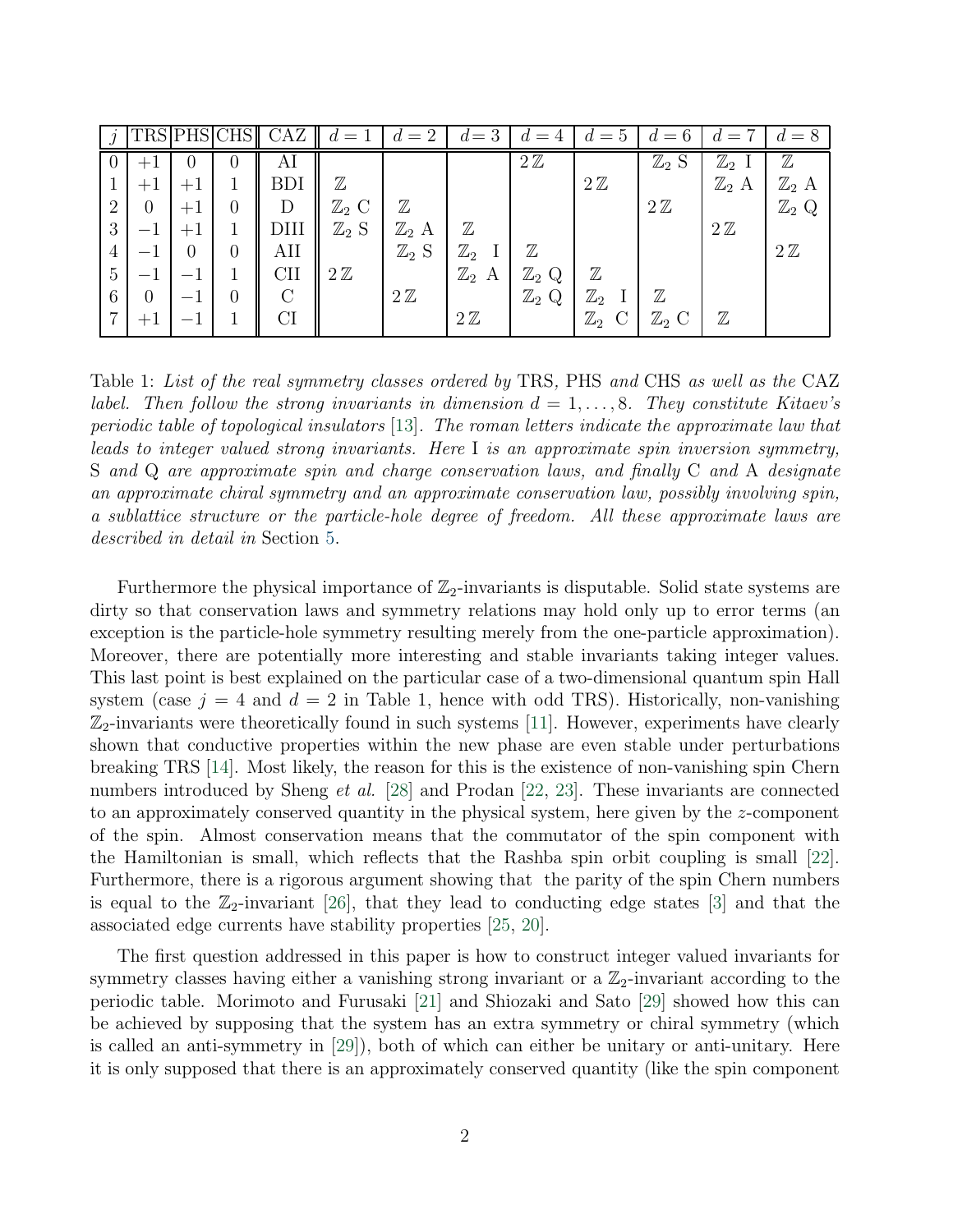| $j$ | TRS | PHS | CHS | CAZ | $d=1$ | $d=2$ | $d=3$ | $d=4$ | $d=5$ | $d=6$ | $d=7$ | $d=8$ |
|---|---|---|---|---|---|---|---|---|---|---|---|---|
| 0 | $+1$ | 0 | 0 | AI | | | | $2\,\mathbb{Z}$ | | $\mathbb{Z}_2$ S | $\mathbb{Z}_2$ I | $\mathbb{Z}$ |
| 1 | $+1$ | $+1$ | 1 | BDI | $\mathbb{Z}$ | | | | $2\,\mathbb{Z}$ | | $\mathbb{Z}_2$ A | $\mathbb{Z}_2$ A |
| 2 | 0 | $+1$ | 0 | D | $\mathbb{Z}_2$ C | $\mathbb{Z}$ | | | | $2\,\mathbb{Z}$ | | $\mathbb{Z}_2$ Q |
| 3 | $-1$ | $+1$ | 1 | DIII | $\mathbb{Z}_2$ S | $\mathbb{Z}_2$ A | $\mathbb{Z}$ | | | | $2\,\mathbb{Z}$ | |
| 4 | $-1$ | 0 | 0 | AII | | $\mathbb{Z}_2$ S | $\mathbb{Z}_2$ I | $\mathbb{Z}$ | | | | $2\,\mathbb{Z}$ |
| 5 | $-1$ | $-1$ | 1 | CII | $2\,\mathbb{Z}$ | | $\mathbb{Z}_2$ A | $\mathbb{Z}_2$ Q | $\mathbb{Z}$ | | | |
| 6 | 0 | $-1$ | 0 | C | | $2\,\mathbb{Z}$ | | $\mathbb{Z}_2$ Q | $\mathbb{Z}_2$ I | $\mathbb{Z}$ | | |
| 7 | $+1$ | $-1$ | 1 | CI | | | $2\,\mathbb{Z}$ | | $\mathbb{Z}_2$ C | $\mathbb{Z}_2$ C | $\mathbb{Z}$ | |

Table 1: *List of the real symmetry classes ordered by* TRS, PHS *and* CHS *as well as the* CAZ *label. Then follow the strong invariants in dimension* $d = 1, \ldots, 8$. *They constitute Kitaev's periodic table of topological insulators* [13]. *The roman letters indicate the approximate law that leads to integer valued strong invariants. Here* I *is an approximate spin inversion symmetry,* S *and* Q *are approximate spin and charge conservation laws, and finally* C *and* A *designate an approximate chiral symmetry and an approximate conservation law, possibly involving spin, a sublattice structure or the particle-hole degree of freedom. All these approximate laws are described in detail in* Section 5.

Furthermore the physical importance of $\mathbb{Z}_2$-invariants is disputable. Solid state systems are dirty so that conservation laws and symmetry relations may hold only up to error terms (an exception is the particle-hole symmetry resulting merely from the one-particle approximation). Moreover, there are potentially more interesting and stable invariants taking integer values. This last point is best explained on the particular case of a two-dimensional quantum spin Hall system (case $j = 4$ and $d = 2$ in Table 1, hence with odd TRS). Historically, non-vanishing $\mathbb{Z}_2$-invariants were theoretically found in such systems [11]. However, experiments have clearly shown that conductive properties within the new phase are even stable under perturbations breaking TRS [14]. Most likely, the reason for this is the existence of non-vanishing spin Chern numbers introduced by Sheng *et al.* [28] and Prodan [22, 23]. These invariants are connected to an approximately conserved quantity in the physical system, here given by the $z$-component of the spin. Almost conservation means that the commutator of the spin component with the Hamiltonian is small, which reflects that the Rashba spin orbit coupling is small [22]. Furthermore, there is a rigorous argument showing that the parity of the spin Chern numbers is equal to the $\mathbb{Z}_2$-invariant [26], that they lead to conducting edge states [3] and that the associated edge currents have stability properties [25, 20].

The first question addressed in this paper is how to construct integer valued invariants for symmetry classes having either a vanishing strong invariant or a $\mathbb{Z}_2$-invariant according to the periodic table. Morimoto and Furusaki [21] and Shiozaki and Sato [29] showed how this can be achieved by supposing that the system has an extra symmetry or chiral symmetry (which is called an anti-symmetry in [29]), both of which can either be unitary or anti-unitary. Here it is only supposed that there is an approximately conserved quantity (like the spin component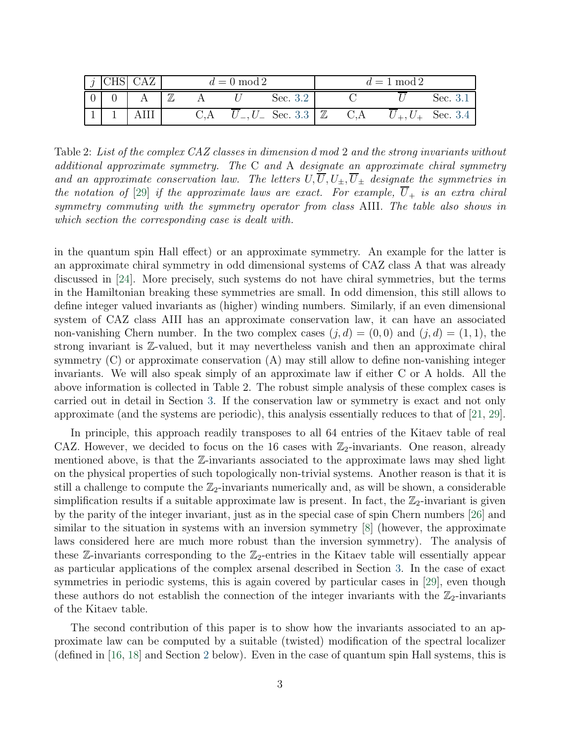| $j$ | CHS | CAZ | $d = 0 \bmod 2$ | | | | $d = 1 \bmod 2$ | | | |
|---|---|---|---|---|---|---|---|---|---|---|
| 0 | 0 | A | $\mathbb{Z}$ | A | $U$ | Sec. 3.2 | | C | $\overline{U}$ | Sec. 3.1 |
| 1 | 1 | AIII | | C,A | $\overline{U}_-, U_-$ | Sec. 3.3 | $\mathbb{Z}$ | C,A | $\overline{U}_+, U_+$ | Sec. 3.4 |

Table 2: *List of the complex CAZ classes in dimension $d$ mod 2 and the strong invariants without additional approximate symmetry. The* C *and* A *designate an approximate chiral symmetry and an approximate conservation law. The letters $U, \overline{U}, U_\pm, \overline{U}_\pm$ designate the symmetries in the notation of [29] if the approximate laws are exact. For example, $\overline{U}_+$ is an extra chiral symmetry commuting with the symmetry operator from class* AIII*. The table also shows in which section the corresponding case is dealt with.*

in the quantum spin Hall effect) or an approximate symmetry. An example for the latter is an approximate chiral symmetry in odd dimensional systems of CAZ class A that was already discussed in [24]. More precisely, such systems do not have chiral symmetries, but the terms in the Hamiltonian breaking these symmetries are small. In odd dimension, this still allows to define integer valued invariants as (higher) winding numbers. Similarly, if an even dimensional system of CAZ class AIII has an approximate conservation law, it can have an associated non-vanishing Chern number. In the two complex cases $(j, d) = (0, 0)$ and $(j, d) = (1, 1)$, the strong invariant is $\mathbb{Z}$-valued, but it may nevertheless vanish and then an approximate chiral symmetry (C) or approximate conservation (A) may still allow to define non-vanishing integer invariants. We will also speak simply of an approximate law if either C or A holds. All the above information is collected in Table 2. The robust simple analysis of these complex cases is carried out in detail in Section 3. If the conservation law or symmetry is exact and not only approximate (and the systems are periodic), this analysis essentially reduces to that of [21, 29].

In principle, this approach readily transposes to all 64 entries of the Kitaev table of real CAZ. However, we decided to focus on the 16 cases with $\mathbb{Z}_2$-invariants. One reason, already mentioned above, is that the $\mathbb{Z}$-invariants associated to the approximate laws may shed light on the physical properties of such topologically non-trivial systems. Another reason is that it is still a challenge to compute the $\mathbb{Z}_2$-invariants numerically and, as will be shown, a considerable simplification results if a suitable approximate law is present. In fact, the $\mathbb{Z}_2$-invariant is given by the parity of the integer invariant, just as in the special case of spin Chern numbers [26] and similar to the situation in systems with an inversion symmetry [8] (however, the approximate laws considered here are much more robust than the inversion symmetry). The analysis of these $\mathbb{Z}$-invariants corresponding to the $\mathbb{Z}_2$-entries in the Kitaev table will essentially appear as particular applications of the complex arsenal described in Section 3. In the case of exact symmetries in periodic systems, this is again covered by particular cases in [29], even though these authors do not establish the connection of the integer invariants with the $\mathbb{Z}_2$-invariants of the Kitaev table.

The second contribution of this paper is to show how the invariants associated to an approximate law can be computed by a suitable (twisted) modification of the spectral localizer (defined in [16, 18] and Section 2 below). Even in the case of quantum spin Hall systems, this is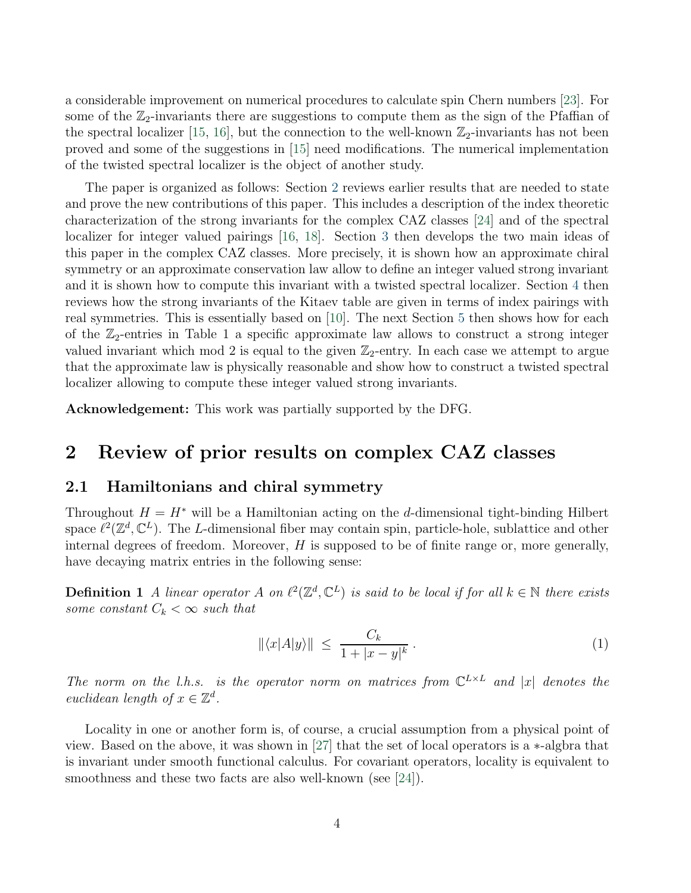a considerable improvement on numerical procedures to calculate spin Chern numbers [23]. For some of the $\mathbb{Z}_2$-invariants there are suggestions to compute them as the sign of the Pfaffian of the spectral localizer [15, 16], but the connection to the well-known $\mathbb{Z}_2$-invariants has not been proved and some of the suggestions in [15] need modifications. The numerical implementation of the twisted spectral localizer is the object of another study.

The paper is organized as follows: Section 2 reviews earlier results that are needed to state and prove the new contributions of this paper. This includes a description of the index theoretic characterization of the strong invariants for the complex CAZ classes [24] and of the spectral localizer for integer valued pairings [16, 18]. Section 3 then develops the two main ideas of this paper in the complex CAZ classes. More precisely, it is shown how an approximate chiral symmetry or an approximate conservation law allow to define an integer valued strong invariant and it is shown how to compute this invariant with a twisted spectral localizer. Section 4 then reviews how the strong invariants of the Kitaev table are given in terms of index pairings with real symmetries. This is essentially based on [10]. The next Section 5 then shows how for each of the $\mathbb{Z}_2$-entries in Table 1 a specific approximate law allows to construct a strong integer valued invariant which mod 2 is equal to the given $\mathbb{Z}_2$-entry. In each case we attempt to argue that the approximate law is physically reasonable and show how to construct a twisted spectral localizer allowing to compute these integer valued strong invariants.

**Acknowledgement:** This work was partially supported by the DFG.

# 2 Review of prior results on complex CAZ classes

## 2.1 Hamiltonians and chiral symmetry

Throughout $H = H^*$ will be a Hamiltonian acting on the $d$-dimensional tight-binding Hilbert space $\ell^2(\mathbb{Z}^d, \mathbb{C}^L)$. The $L$-dimensional fiber may contain spin, particle-hole, sublattice and other internal degrees of freedom. Moreover, $H$ is supposed to be of finite range or, more generally, have decaying matrix entries in the following sense:

**Definition 1** *A linear operator $A$ on $\ell^2(\mathbb{Z}^d, \mathbb{C}^L)$ is said to be local if for all $k \in \mathbb{N}$ there exists some constant $C_k < \infty$ such that*

$$\|\langle x|A|y\rangle\| \;\leq\; \frac{C_k}{1 + |x - y|^k}\;. \tag{1}$$

*The norm on the l.h.s. is the operator norm on matrices from $\mathbb{C}^{L\times L}$ and $|x|$ denotes the euclidean length of $x \in \mathbb{Z}^d$.*

Locality in one or another form is, of course, a crucial assumption from a physical point of view. Based on the above, it was shown in [27] that the set of local operators is a $*$-algbra that is invariant under smooth functional calculus. For covariant operators, locality is equivalent to smoothness and these two facts are also well-known (see [24]).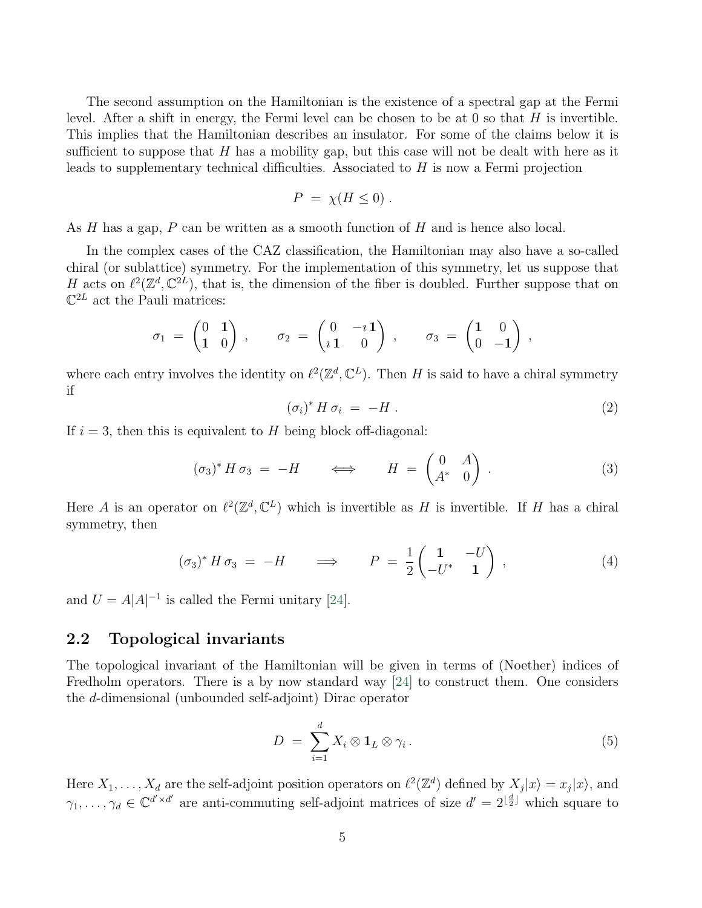The second assumption on the Hamiltonian is the existence of a spectral gap at the Fermi level. After a shift in energy, the Fermi level can be chosen to be at 0 so that $H$ is invertible. This implies that the Hamiltonian describes an insulator. For some of the claims below it is sufficient to suppose that $H$ has a mobility gap, but this case will not be dealt with here as it leads to supplementary technical difficulties. Associated to $H$ is now a Fermi projection

$$P \;=\; \chi(H \leq 0)\;.$$

As $H$ has a gap, $P$ can be written as a smooth function of $H$ and is hence also local.

In the complex cases of the CAZ classification, the Hamiltonian may also have a so-called chiral (or sublattice) symmetry. For the implementation of this symmetry, let us suppose that $H$ acts on $\ell^2(\mathbb{Z}^d, \mathbb{C}^{2L})$, that is, the dimension of the fiber is doubled. Further suppose that on $\mathbb{C}^{2L}$ act the Pauli matrices:

$$\sigma_1 \;=\; \begin{pmatrix} 0 & \mathbf{1} \\ \mathbf{1} & 0 \end{pmatrix}\;, \qquad \sigma_2 \;=\; \begin{pmatrix} 0 & -\imath\,\mathbf{1} \\ \imath\,\mathbf{1} & 0 \end{pmatrix}\;, \qquad \sigma_3 \;=\; \begin{pmatrix} \mathbf{1} & 0 \\ 0 & -\mathbf{1} \end{pmatrix}\;,$$

where each entry involves the identity on $\ell^2(\mathbb{Z}^d, \mathbb{C}^L)$. Then $H$ is said to have a chiral symmetry if

$$(\sigma_i)^*\, H\, \sigma_i \;=\; -H\;. \tag{2}$$

If $i = 3$, then this is equivalent to $H$ being block off-diagonal:

$$(\sigma_3)^*\, H\, \sigma_3 \;=\; -H \qquad \Longleftrightarrow \qquad H \;=\; \begin{pmatrix} 0 & A \\ A^* & 0 \end{pmatrix}\;. \tag{3}$$

Here $A$ is an operator on $\ell^2(\mathbb{Z}^d, \mathbb{C}^L)$ which is invertible as $H$ is invertible. If $H$ has a chiral symmetry, then

$$(\sigma_3)^*\, H\, \sigma_3 \;=\; -H \qquad \Longrightarrow \qquad P \;=\; \frac{1}{2}\begin{pmatrix} \mathbf{1} & -U \\ -U^* & \mathbf{1} \end{pmatrix}\;, \tag{4}$$

and $U = A|A|^{-1}$ is called the Fermi unitary [24].

## 2.2 Topological invariants

The topological invariant of the Hamiltonian will be given in terms of (Noether) indices of Fredholm operators. There is a by now standard way [24] to construct them. One considers the $d$-dimensional (unbounded self-adjoint) Dirac operator

$$D \;=\; \sum_{i=1}^{d} X_i \otimes \mathbf{1}_L \otimes \gamma_i\,. \tag{5}$$

Here $X_1, \ldots, X_d$ are the self-adjoint position operators on $\ell^2(\mathbb{Z}^d)$ defined by $X_j|x\rangle = x_j|x\rangle$, and $\gamma_1, \ldots, \gamma_d \in \mathbb{C}^{d' \times d'}$ are anti-commuting self-adjoint matrices of size $d' = 2^{\lfloor \frac{d}{2} \rfloor}$ which square to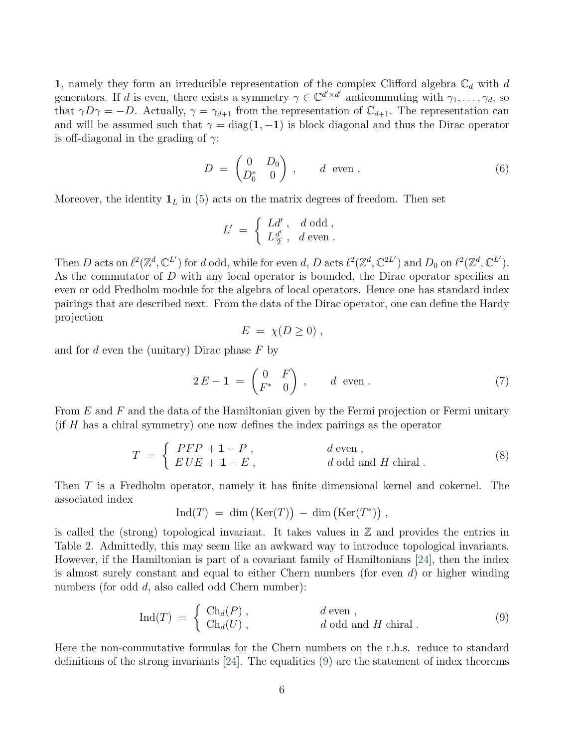$\mathbf{1}$, namely they form an irreducible representation of the complex Clifford algebra $\mathbb{C}_d$ with $d$ generators. If $d$ is even, there exists a symmetry $\gamma \in \mathbb{C}^{d' \times d'}$ anticommuting with $\gamma_1, \ldots, \gamma_d$, so that $\gamma D \gamma = -D$. Actually, $\gamma = \gamma_{d+1}$ from the representation of $\mathbb{C}_{d+1}$. The representation can and will be assumed such that $\gamma = \text{diag}(\mathbf{1}, -\mathbf{1})$ is block diagonal and thus the Dirac operator is off-diagonal in the grading of $\gamma$:

$$D \;=\; \begin{pmatrix} 0 & D_0 \\ D_0^* & 0 \end{pmatrix} \;, \qquad d \;\text{ even} \;. \tag{6}$$

Moreover, the identity $\mathbf{1}_L$ in (5) acts on the matrix degrees of freedom. Then set

$$L' \;=\; \begin{cases} Ld' \;, & d \text{ odd} \;, \\ L\frac{d'}{2} \;, & d \text{ even} \;. \end{cases}$$

Then $D$ acts on $\ell^2(\mathbb{Z}^d, \mathbb{C}^{L'})$ for $d$ odd, while for even $d$, $D$ acts $\ell^2(\mathbb{Z}^d, \mathbb{C}^{2L'})$ and $D_0$ on $\ell^2(\mathbb{Z}^d, \mathbb{C}^{L'})$. As the commutator of $D$ with any local operator is bounded, the Dirac operator specifies an even or odd Fredholm module for the algebra of local operators. Hence one has standard index pairings that are described next. From the data of the Dirac operator, one can define the Hardy projection

$$E \;=\; \chi(D \geq 0) \;,$$

and for $d$ even the (unitary) Dirac phase $F$ by

$$2\,E - \mathbf{1} \;=\; \begin{pmatrix} 0 & F \\ F^* & 0 \end{pmatrix} \;, \qquad d \;\text{ even} \;. \tag{7}$$

From $E$ and $F$ and the data of the Hamiltonian given by the Fermi projection or Fermi unitary (if $H$ has a chiral symmetry) one now defines the index pairings as the operator

$$T \;=\; \begin{cases} PFP + \mathbf{1} - P \;, & d \text{ even} \;, \\ EUE + \mathbf{1} - E \;, & d \text{ odd and } H \text{ chiral} \;. \end{cases} \tag{8}$$

Then $T$ is a Fredholm operator, namely it has finite dimensional kernel and cokernel. The associated index

$$\text{Ind}(T) \;=\; \dim\big(\text{Ker}(T)\big) \;-\; \dim\big(\text{Ker}(T^*)\big) \;,$$

is called the (strong) topological invariant. It takes values in $\mathbb{Z}$ and provides the entries in Table 2. Admittedly, this may seem like an awkward way to introduce topological invariants. However, if the Hamiltonian is part of a covariant family of Hamiltonians [24], then the index is almost surely constant and equal to either Chern numbers (for even $d$) or higher winding numbers (for odd $d$, also called odd Chern number):

$$\text{Ind}(T) \;=\; \begin{cases} \text{Ch}_d(P) \;, & d \text{ even} \;, \\ \text{Ch}_d(U) \;, & d \text{ odd and } H \text{ chiral} \;. \end{cases} \tag{9}$$

Here the non-commutative formulas for the Chern numbers on the r.h.s. reduce to standard definitions of the strong invariants [24]. The equalities (9) are the statement of index theorems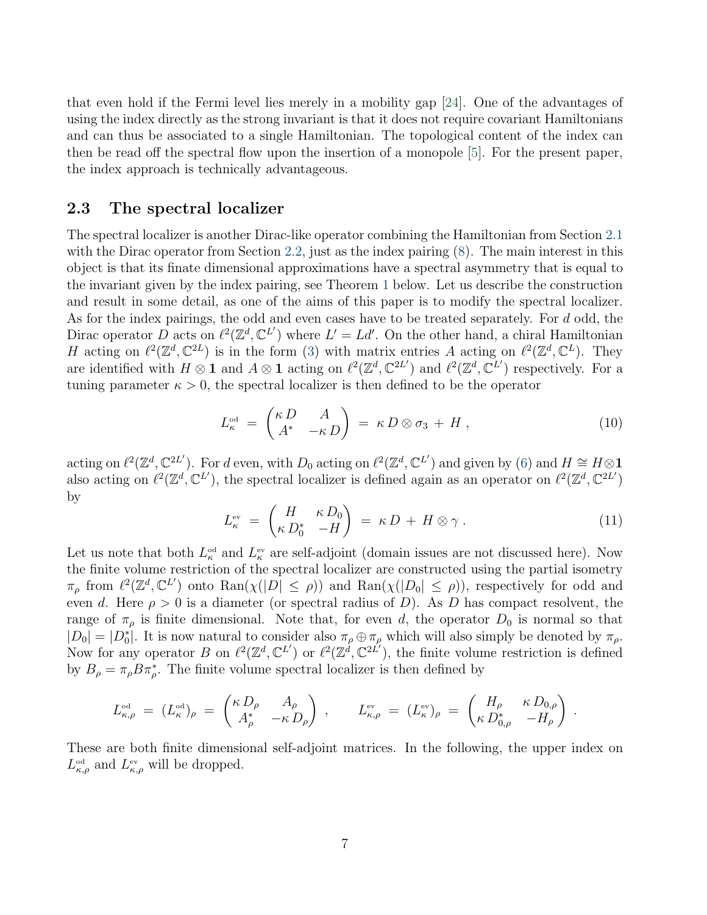that even hold if the Fermi level lies merely in a mobility gap [24]. One of the advantages of using the index directly as the strong invariant is that it does not require covariant Hamiltonians and can thus be associated to a single Hamiltonian. The topological content of the index can then be read off the spectral flow upon the insertion of a monopole [5]. For the present paper, the index approach is technically advantageous.

### 2.3 The spectral localizer

The spectral localizer is another Dirac-like operator combining the Hamiltonian from Section 2.1 with the Dirac operator from Section 2.2, just as the index pairing (8). The main interest in this object is that its finate dimensional approximations have a spectral asymmetry that is equal to the invariant given by the index pairing, see Theorem 1 below. Let us describe the construction and result in some detail, as one of the aims of this paper is to modify the spectral localizer. As for the index pairings, the odd and even cases have to be treated separately. For $d$ odd, the Dirac operator $D$ acts on $\ell^2(\mathbb{Z}^d, \mathbb{C}^{L'})$ where $L' = Ld'$. On the other hand, a chiral Hamiltonian $H$ acting on $\ell^2(\mathbb{Z}^d, \mathbb{C}^{2L})$ is in the form (3) with matrix entries $A$ acting on $\ell^2(\mathbb{Z}^d, \mathbb{C}^{L})$. They are identified with $H \otimes \mathbf{1}$ and $A \otimes \mathbf{1}$ acting on $\ell^2(\mathbb{Z}^d, \mathbb{C}^{2L'})$ and $\ell^2(\mathbb{Z}^d, \mathbb{C}^{L'})$ respectively. For a tuning parameter $\kappa > 0$, the spectral localizer is then defined to be the operator

$$
L^{\text{od}}_\kappa \;=\; \begin{pmatrix} \kappa\, D & A \\ A^* & -\kappa\, D \end{pmatrix} \;=\; \kappa\, D \otimes \sigma_3 \,+\, H\;, \tag{10}
$$

acting on $\ell^2(\mathbb{Z}^d, \mathbb{C}^{2L'})$. For $d$ even, with $D_0$ acting on $\ell^2(\mathbb{Z}^d, \mathbb{C}^{L'})$ and given by (6) and $H \cong H \otimes \mathbf{1}$ also acting on $\ell^2(\mathbb{Z}^d, \mathbb{C}^{L'})$, the spectral localizer is defined again as an operator on $\ell^2(\mathbb{Z}^d, \mathbb{C}^{2L'})$ by

$$
L^{\text{ev}}_\kappa \;=\; \begin{pmatrix} H & \kappa\, D_0 \\ \kappa\, D_0^* & -H \end{pmatrix} \;=\; \kappa\, D \,+\, H \otimes \gamma\;. \tag{11}
$$

Let us note that both $L^{\text{od}}_\kappa$ and $L^{\text{ev}}_\kappa$ are self-adjoint (domain issues are not discussed here). Now the finite volume restriction of the spectral localizer are constructed using the partial isometry $\pi_\rho$ from $\ell^2(\mathbb{Z}^d, \mathbb{C}^{L'})$ onto $\text{Ran}(\chi(|D| \le \rho))$ and $\text{Ran}(\chi(|D_0| \le \rho))$, respectively for odd and even $d$. Here $\rho > 0$ is a diameter (or spectral radius of $D$). As $D$ has compact resolvent, the range of $\pi_\rho$ is finite dimensional. Note that, for even $d$, the operator $D_0$ is normal so that $|D_0| = |D_0^*|$. It is now natural to consider also $\pi_\rho \oplus \pi_\rho$ which will also simply be denoted by $\pi_\rho$. Now for any operator $B$ on $\ell^2(\mathbb{Z}^d, \mathbb{C}^{L'})$ or $\ell^2(\mathbb{Z}^d, \mathbb{C}^{2L'})$, the finite volume restriction is defined by $B_\rho = \pi_\rho B \pi_\rho^*$. The finite volume spectral localizer is then defined by

$$
L^{\text{od}}_{\kappa,\rho} \;=\; (L^{\text{od}}_\kappa)_\rho \;=\; \begin{pmatrix} \kappa\, D_\rho & A_\rho \\ A_\rho^* & -\kappa\, D_\rho \end{pmatrix}\;, \qquad L^{\text{ev}}_{\kappa,\rho} \;=\; (L^{\text{ev}}_\kappa)_\rho \;=\; \begin{pmatrix} H_\rho & \kappa\, D_{0,\rho} \\ \kappa\, D_{0,\rho}^* & -H_\rho \end{pmatrix}\;.
$$

These are both finite dimensional self-adjoint matrices. In the following, the upper index on $L^{\text{od}}_{\kappa,\rho}$ and $L^{\text{ev}}_{\kappa,\rho}$ will be dropped.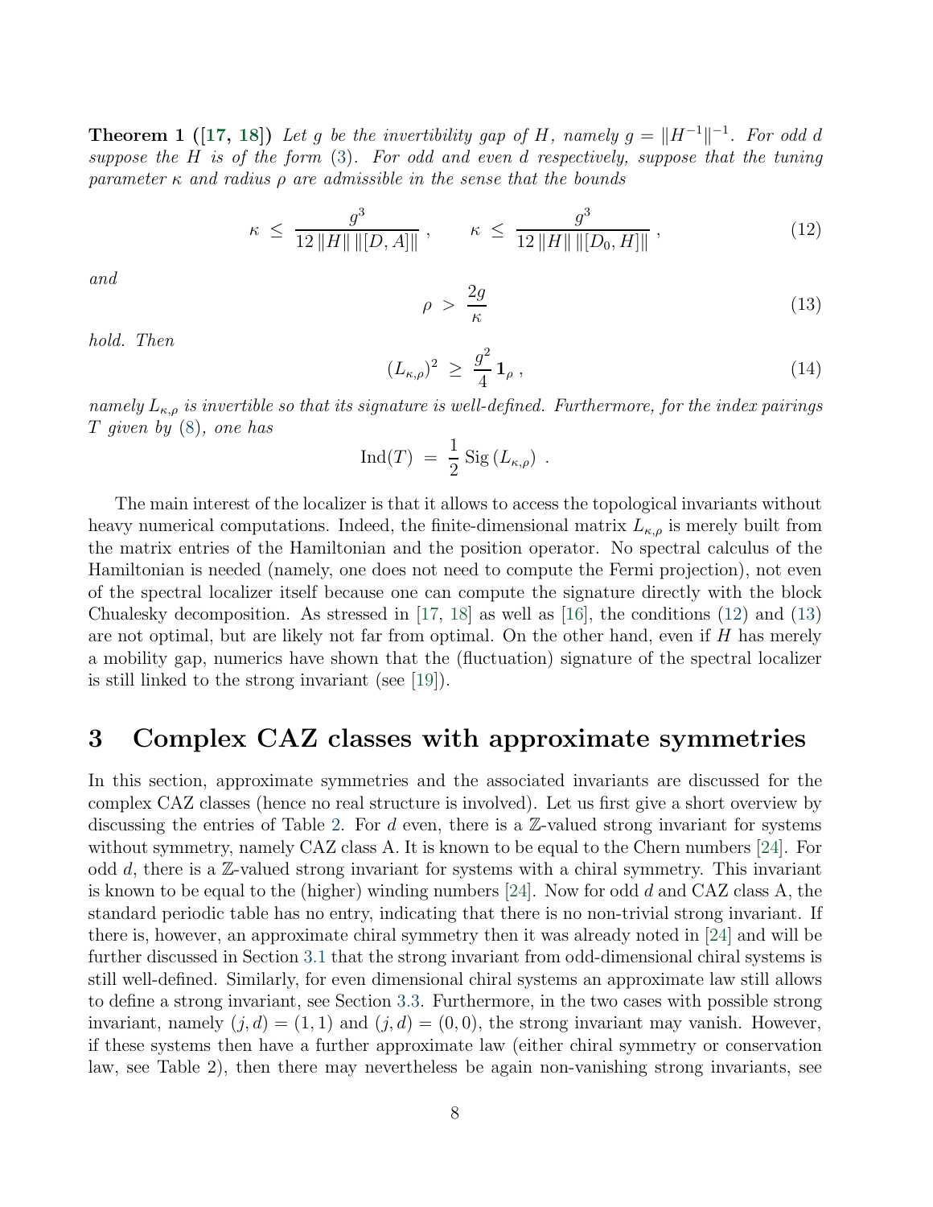**Theorem 1 ([17, 18])** *Let $g$ be the invertibility gap of $H$, namely $g = \|H^{-1}\|^{-1}$. For odd $d$ suppose the $H$ is of the form (3). For odd and even $d$ respectively, suppose that the tuning parameter $\kappa$ and radius $\rho$ are admissible in the sense that the bounds*

$$\kappa \;\leq\; \frac{g^3}{12\,\|H\|\,\|[D,A]\|}\;, \qquad \kappa \;\leq\; \frac{g^3}{12\,\|H\|\,\|[D_0,H]\|}\;, \tag{12}$$

*and*

$$\rho \;>\; \frac{2g}{\kappa} \tag{13}$$

*hold. Then*

$$(L_{\kappa,\rho})^2 \;\geq\; \frac{g^2}{4}\,\mathbf{1}_\rho\;, \tag{14}$$

*namely $L_{\kappa,\rho}$ is invertible so that its signature is well-defined. Furthermore, for the index pairings $T$ given by (8), one has*

$$\mathrm{Ind}(T) \;=\; \frac{1}{2}\,\mathrm{Sig}\,(L_{\kappa,\rho})\;.$$

The main interest of the localizer is that it allows to access the topological invariants without heavy numerical computations. Indeed, the finite-dimensional matrix $L_{\kappa,\rho}$ is merely built from the matrix entries of the Hamiltonian and the position operator. No spectral calculus of the Hamiltonian is needed (namely, one does not need to compute the Fermi projection), not even of the spectral localizer itself because one can compute the signature directly with the block Chualesky decomposition. As stressed in [17, 18] as well as [16], the conditions (12) and (13) are not optimal, but are likely not far from optimal. On the other hand, even if $H$ has merely a mobility gap, numerics have shown that the (fluctuation) signature of the spectral localizer is still linked to the strong invariant (see [19]).

## 3 Complex CAZ classes with approximate symmetries

In this section, approximate symmetries and the associated invariants are discussed for the complex CAZ classes (hence no real structure is involved). Let us first give a short overview by discussing the entries of Table 2. For $d$ even, there is a $\mathbb{Z}$-valued strong invariant for systems without symmetry, namely CAZ class A. It is known to be equal to the Chern numbers [24]. For odd $d$, there is a $\mathbb{Z}$-valued strong invariant for systems with a chiral symmetry. This invariant is known to be equal to the (higher) winding numbers [24]. Now for odd $d$ and CAZ class A, the standard periodic table has no entry, indicating that there is no non-trivial strong invariant. If there is, however, an approximate chiral symmetry then it was already noted in [24] and will be further discussed in Section 3.1 that the strong invariant from odd-dimensional chiral systems is still well-defined. Similarly, for even dimensional chiral systems an approximate law still allows to define a strong invariant, see Section 3.3. Furthermore, in the two cases with possible strong invariant, namely $(j,d) = (1,1)$ and $(j,d) = (0,0)$, the strong invariant may vanish. However, if these systems then have a further approximate law (either chiral symmetry or conservation law, see Table 2), then there may nevertheless be again non-vanishing strong invariants, see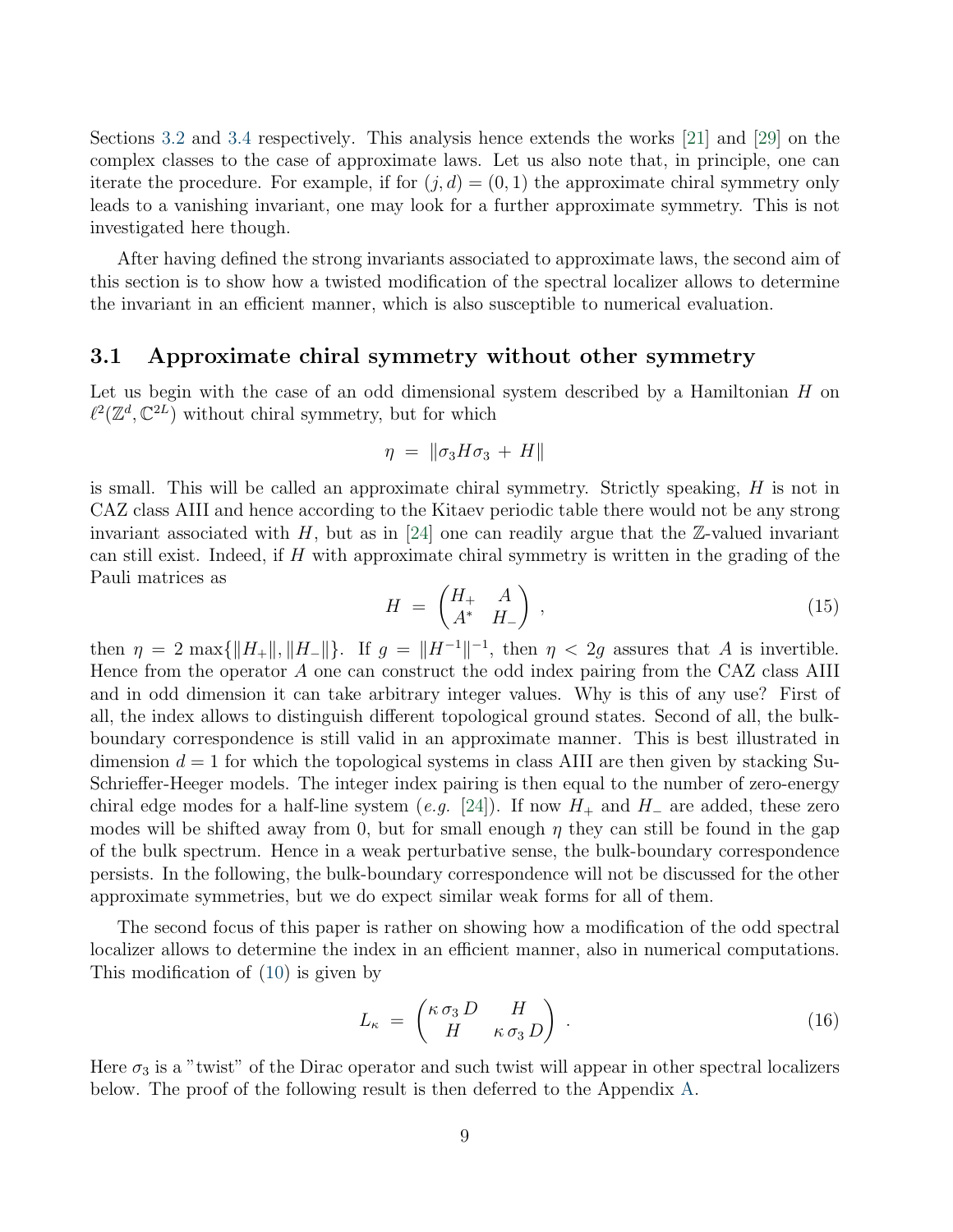Sections 3.2 and 3.4 respectively. This analysis hence extends the works [21] and [29] on the complex classes to the case of approximate laws. Let us also note that, in principle, one can iterate the procedure. For example, if for $(j, d) = (0, 1)$ the approximate chiral symmetry only leads to a vanishing invariant, one may look for a further approximate symmetry. This is not investigated here though.

After having defined the strong invariants associated to approximate laws, the second aim of this section is to show how a twisted modification of the spectral localizer allows to determine the invariant in an efficient manner, which is also susceptible to numerical evaluation.

### 3.1 Approximate chiral symmetry without other symmetry

Let us begin with the case of an odd dimensional system described by a Hamiltonian $H$ on $\ell^2(\mathbb{Z}^d, \mathbb{C}^{2L})$ without chiral symmetry, but for which

$$\eta \;=\; \|\sigma_3 H \sigma_3 \,+\, H\|$$

is small. This will be called an approximate chiral symmetry. Strictly speaking, $H$ is not in CAZ class AIII and hence according to the Kitaev periodic table there would not be any strong invariant associated with $H$, but as in [24] one can readily argue that the $\mathbb{Z}$-valued invariant can still exist. Indeed, if $H$ with approximate chiral symmetry is written in the grading of the Pauli matrices as

$$H \;=\; \begin{pmatrix} H_+ & A \\ A^* & H_- \end{pmatrix} \,, \tag{15}$$

then $\eta = 2\max\{\|H_+\|, \|H_-\|\}$. If $g = \|H^{-1}\|^{-1}$, then $\eta < 2g$ assures that $A$ is invertible. Hence from the operator $A$ one can construct the odd index pairing from the CAZ class AIII and in odd dimension it can take arbitrary integer values. Why is this of any use? First of all, the index allows to distinguish different topological ground states. Second of all, the bulk-boundary correspondence is still valid in an approximate manner. This is best illustrated in dimension $d = 1$ for which the topological systems in class AIII are then given by stacking Su-Schrieffer-Heeger models. The integer index pairing is then equal to the number of zero-energy chiral edge modes for a half-line system (*e.g.* [24]). If now $H_+$ and $H_-$ are added, these zero modes will be shifted away from 0, but for small enough $\eta$ they can still be found in the gap of the bulk spectrum. Hence in a weak perturbative sense, the bulk-boundary correspondence persists. In the following, the bulk-boundary correspondence will not be discussed for the other approximate symmetries, but we do expect similar weak forms for all of them.

The second focus of this paper is rather on showing how a modification of the odd spectral localizer allows to determine the index in an efficient manner, also in numerical computations. This modification of (10) is given by

$$L_\kappa \;=\; \begin{pmatrix} \kappa\,\sigma_3\,D & H \\ H & \kappa\,\sigma_3\,D \end{pmatrix} \,. \tag{16}$$

Here $\sigma_3$ is a "twist" of the Dirac operator and such twist will appear in other spectral localizers below. The proof of the following result is then deferred to the Appendix A.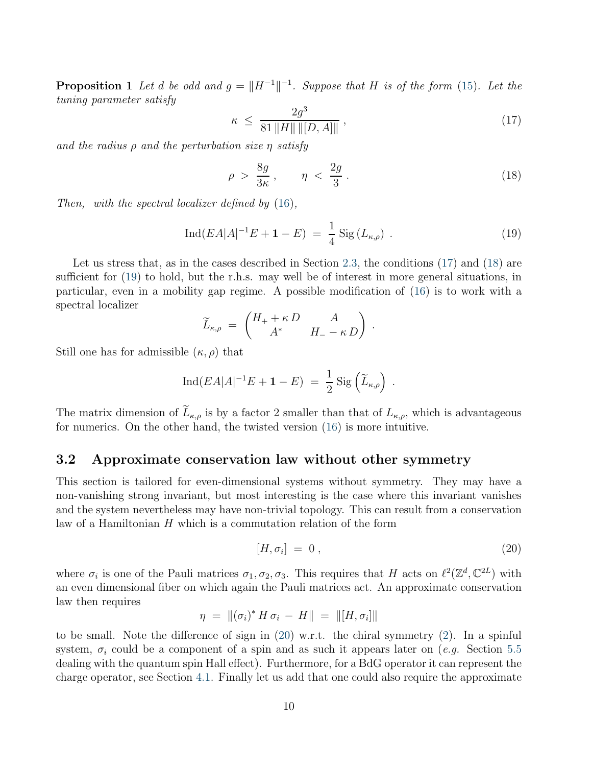**Proposition 1** *Let $d$ be odd and $g = \|H^{-1}\|^{-1}$. Suppose that $H$ is of the form (15). Let the tuning parameter satisfy*

$$\kappa \;\leq\; \frac{2g^3}{81\,\|H\|\,\|[D,A]\|}\,, \tag{17}$$

*and the radius $\rho$ and the perturbation size $\eta$ satisfy*

$$\rho \;>\; \frac{8g}{3\kappa}\,, \qquad \eta \;<\; \frac{2g}{3}\,. \tag{18}$$

*Then, with the spectral localizer defined by (16),*

$$\mathrm{Ind}(EA|A|^{-1}E + \mathbf{1} - E) \;=\; \frac{1}{4}\,\mathrm{Sig}\,(L_{\kappa,\rho})\;. \tag{19}$$

Let us stress that, as in the cases described in Section 2.3, the conditions (17) and (18) are sufficient for (19) to hold, but the r.h.s. may well be of interest in more general situations, in particular, even in a mobility gap regime. A possible modification of (16) is to work with a spectral localizer

$$\widetilde{L}_{\kappa,\rho} \;=\; \begin{pmatrix} H_+ + \kappa\, D & A \\ A^* & H_- - \kappa\, D \end{pmatrix}\;.$$

Still one has for admissible $(\kappa, \rho)$ that

$$\mathrm{Ind}(EA|A|^{-1}E + \mathbf{1} - E) \;=\; \frac{1}{2}\,\mathrm{Sig}\left(\widetilde{L}_{\kappa,\rho}\right)\;.$$

The matrix dimension of $\widetilde{L}_{\kappa,\rho}$ is by a factor 2 smaller than that of $L_{\kappa,\rho}$, which is advantageous for numerics. On the other hand, the twisted version (16) is more intuitive.

### 3.2 Approximate conservation law without other symmetry

This section is tailored for even-dimensional systems without symmetry. They may have a non-vanishing strong invariant, but most interesting is the case where this invariant vanishes and the system nevertheless may have non-trivial topology. This can result from a conservation law of a Hamiltonian $H$ which is a commutation relation of the form

$$[H, \sigma_i] \;=\; 0\,, \tag{20}$$

where $\sigma_i$ is one of the Pauli matrices $\sigma_1, \sigma_2, \sigma_3$. This requires that $H$ acts on $\ell^2(\mathbb{Z}^d, \mathbb{C}^{2L})$ with an even dimensional fiber on which again the Pauli matrices act. An approximate conservation law then requires

$$\eta \;=\; \|(\sigma_i)^*\, H\, \sigma_i \,-\, H\| \;=\; \|[H, \sigma_i]\|$$

to be small. Note the difference of sign in (20) w.r.t. the chiral symmetry (2). In a spinful system, $\sigma_i$ could be a component of a spin and as such it appears later on (*e.g.* Section 5.5 dealing with the quantum spin Hall effect). Furthermore, for a BdG operator it can represent the charge operator, see Section 4.1. Finally let us add that one could also require the approximate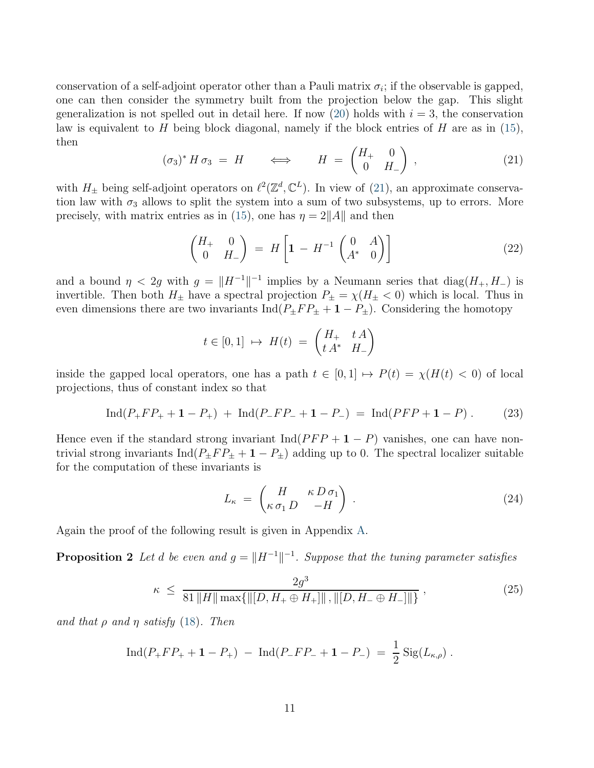conservation of a self-adjoint operator other than a Pauli matrix $\sigma_i$; if the observable is gapped, one can then consider the symmetry built from the projection below the gap. This slight generalization is not spelled out in detail here. If now (20) holds with $i = 3$, the conservation law is equivalent to $H$ being block diagonal, namely if the block entries of $H$ are as in (15), then

$$(\sigma_3)^* \, H \, \sigma_3 \;=\; H \qquad \Longleftrightarrow \qquad H \;=\; \begin{pmatrix} H_+ & 0 \\ 0 & H_- \end{pmatrix} \;, \tag{21}$$

with $H_\pm$ being self-adjoint operators on $\ell^2(\mathbb{Z}^d, \mathbb{C}^L)$. In view of (21), an approximate conservation law with $\sigma_3$ allows to split the system into a sum of two subsystems, up to errors. More precisely, with matrix entries as in (15), one has $\eta = 2\|A\|$ and then

$$\begin{pmatrix} H_+ & 0 \\ 0 & H_- \end{pmatrix} \;=\; H \left[ \mathbf{1} \,-\, H^{-1} \begin{pmatrix} 0 & A \\ A^* & 0 \end{pmatrix} \right] \tag{22}$$

and a bound $\eta < 2g$ with $g = \|H^{-1}\|^{-1}$ implies by a Neumann series that $\text{diag}(H_+, H_-)$ is invertible. Then both $H_\pm$ have a spectral projection $P_\pm = \chi(H_\pm < 0)$ which is local. Thus in even dimensions there are two invariants $\text{Ind}(P_\pm F P_\pm + \mathbf{1} - P_\pm)$. Considering the homotopy

$$t \in [0,1] \;\mapsto\; H(t) \;=\; \begin{pmatrix} H_+ & t\,A \\ t\,A^* & H_- \end{pmatrix}$$

inside the gapped local operators, one has a path $t \in [0,1] \mapsto P(t) = \chi(H(t) < 0)$ of local projections, thus of constant index so that

$$\text{Ind}(P_+ F P_+ + \mathbf{1} - P_+) \;+\; \text{Ind}(P_- F P_- + \mathbf{1} - P_-) \;=\; \text{Ind}(PFP + \mathbf{1} - P) \,. \tag{23}$$

Hence even if the standard strong invariant $\text{Ind}(PFP + \mathbf{1} - P)$ vanishes, one can have non-trivial strong invariants $\text{Ind}(P_\pm F P_\pm + \mathbf{1} - P_\pm)$ adding up to 0. The spectral localizer suitable for the computation of these invariants is

$$L_\kappa \;=\; \begin{pmatrix} H & \kappa\, D\, \sigma_1 \\ \kappa\, \sigma_1\, D & -H \end{pmatrix} \,. \tag{24}$$

Again the proof of the following result is given in Appendix A.

**Proposition 2** *Let $d$ be even and $g = \|H^{-1}\|^{-1}$. Suppose that the tuning parameter satisfies*

$$\kappa \;\leq\; \frac{2g^3}{81\, \|H\| \max\{\|[D, H_+ \oplus H_+]\|\,, \|[D, H_- \oplus H_-]\|\}} \,, \tag{25}$$

*and that $\rho$ and $\eta$ satisfy (18). Then*

$$\text{Ind}(P_+ F P_+ + \mathbf{1} - P_+) \;-\; \text{Ind}(P_- F P_- + \mathbf{1} - P_-) \;=\; \frac{1}{2}\, \text{Sig}(L_{\kappa,\rho}) \,.$$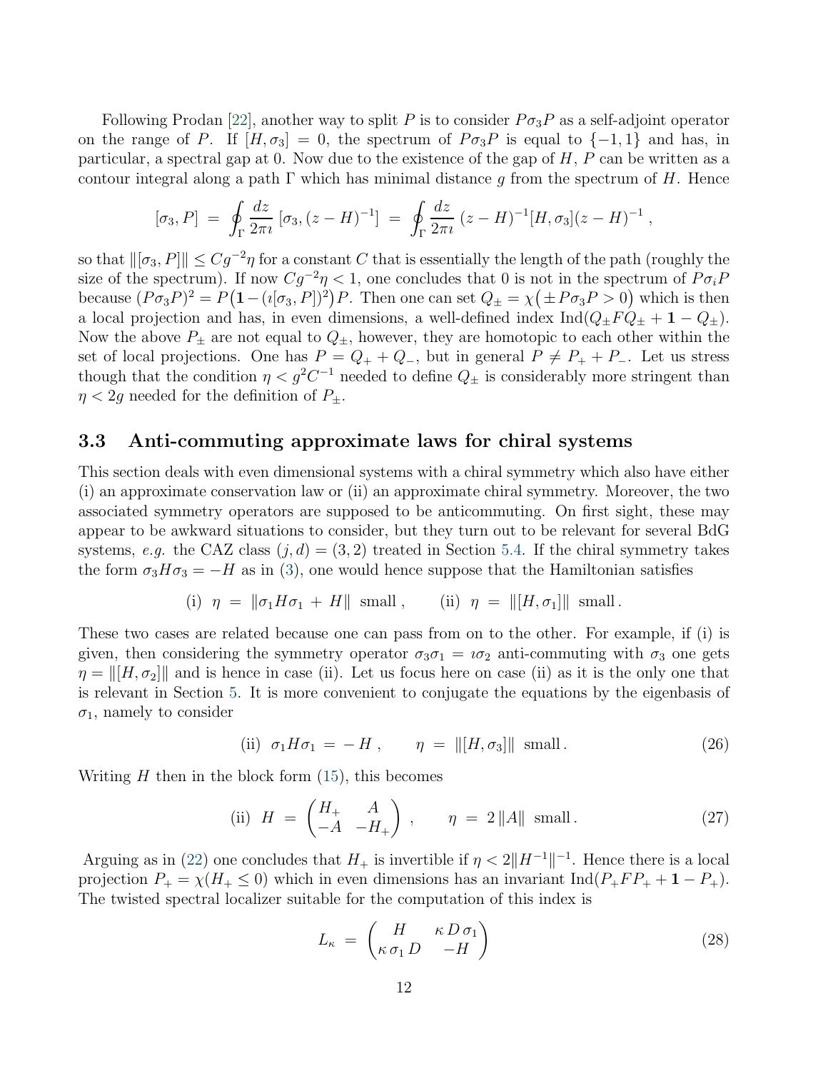Following Prodan [22], another way to split $P$ is to consider $P\sigma_3 P$ as a self-adjoint operator on the range of $P$. If $[H, \sigma_3] = 0$, the spectrum of $P\sigma_3 P$ is equal to $\{-1, 1\}$ and has, in particular, a spectral gap at 0. Now due to the existence of the gap of $H$, $P$ can be written as a contour integral along a path $\Gamma$ which has minimal distance $g$ from the spectrum of $H$. Hence

$$[\sigma_3, P] \;=\; \oint_\Gamma \frac{dz}{2\pi\imath}\, [\sigma_3, (z-H)^{-1}] \;=\; \oint_\Gamma \frac{dz}{2\pi\imath}\, (z-H)^{-1}[H,\sigma_3](z-H)^{-1}\,,$$

so that $\|[\sigma_3, P]\| \leq C g^{-2}\eta$ for a constant $C$ that is essentially the length of the path (roughly the size of the spectrum). If now $Cg^{-2}\eta < 1$, one concludes that 0 is not in the spectrum of $P\sigma_i P$ because $(P\sigma_3 P)^2 = P\big(\mathbf{1} - (\imath[\sigma_3, P])^2\big)P$. Then one can set $Q_\pm = \chi\big(\pm P\sigma_3 P > 0\big)$ which is then a local projection and has, in even dimensions, a well-defined index $\mathrm{Ind}(Q_\pm F Q_\pm + \mathbf{1} - Q_\pm)$. Now the above $P_\pm$ are not equal to $Q_\pm$, however, they are homotopic to each other within the set of local projections. One has $P = Q_+ + Q_-$, but in general $P \neq P_+ + P_-$. Let us stress though that the condition $\eta < g^2 C^{-1}$ needed to define $Q_\pm$ is considerably more stringent than $\eta < 2g$ needed for the definition of $P_\pm$.

### 3.3 Anti-commuting approximate laws for chiral systems

This section deals with even dimensional systems with a chiral symmetry which also have either (i) an approximate conservation law or (ii) an approximate chiral symmetry. Moreover, the two associated symmetry operators are supposed to be anticommuting. On first sight, these may appear to be awkward situations to consider, but they turn out to be relevant for several BdG systems, *e.g.* the CAZ class $(j, d) = (3, 2)$ treated in Section 5.4. If the chiral symmetry takes the form $\sigma_3 H \sigma_3 = -H$ as in (3), one would hence suppose that the Hamiltonian satisfies

$$\text{(i)}\;\; \eta \;=\; \|\sigma_1 H \sigma_1 \,+\, H\| \;\text{ small}\,, \qquad \text{(ii)}\;\; \eta \;=\; \|[H, \sigma_1]\| \;\text{ small}\,.$$

These two cases are related because one can pass from on to the other. For example, if (i) is given, then considering the symmetry operator $\sigma_3\sigma_1 = \imath\sigma_2$ anti-commuting with $\sigma_3$ one gets $\eta = \|[H, \sigma_2]\|$ and is hence in case (ii). Let us focus here on case (ii) as it is the only one that is relevant in Section 5. It is more convenient to conjugate the equations by the eigenbasis of $\sigma_1$, namely to consider

$$\text{(ii)}\;\; \sigma_1 H \sigma_1 \;=\; -H\,, \qquad \eta \;=\; \|[H, \sigma_3]\| \;\text{ small}\,. \tag{26}$$

Writing $H$ then in the block form (15), this becomes

$$\text{(ii)}\;\; H \;=\; \begin{pmatrix} H_+ & A \\ -A & -H_+ \end{pmatrix}\,, \qquad \eta \;=\; 2\,\|A\| \;\text{ small}\,. \tag{27}$$

Arguing as in (22) one concludes that $H_+$ is invertible if $\eta < 2\|H^{-1}\|^{-1}$. Hence there is a local projection $P_+ = \chi(H_+ \leq 0)$ which in even dimensions has an invariant $\mathrm{Ind}(P_+ F P_+ + \mathbf{1} - P_+)$. The twisted spectral localizer suitable for the computation of this index is

$$L_\kappa \;=\; \begin{pmatrix} H & \kappa\, D\, \sigma_1 \\ \kappa\, \sigma_1\, D & -H \end{pmatrix} \tag{28}$$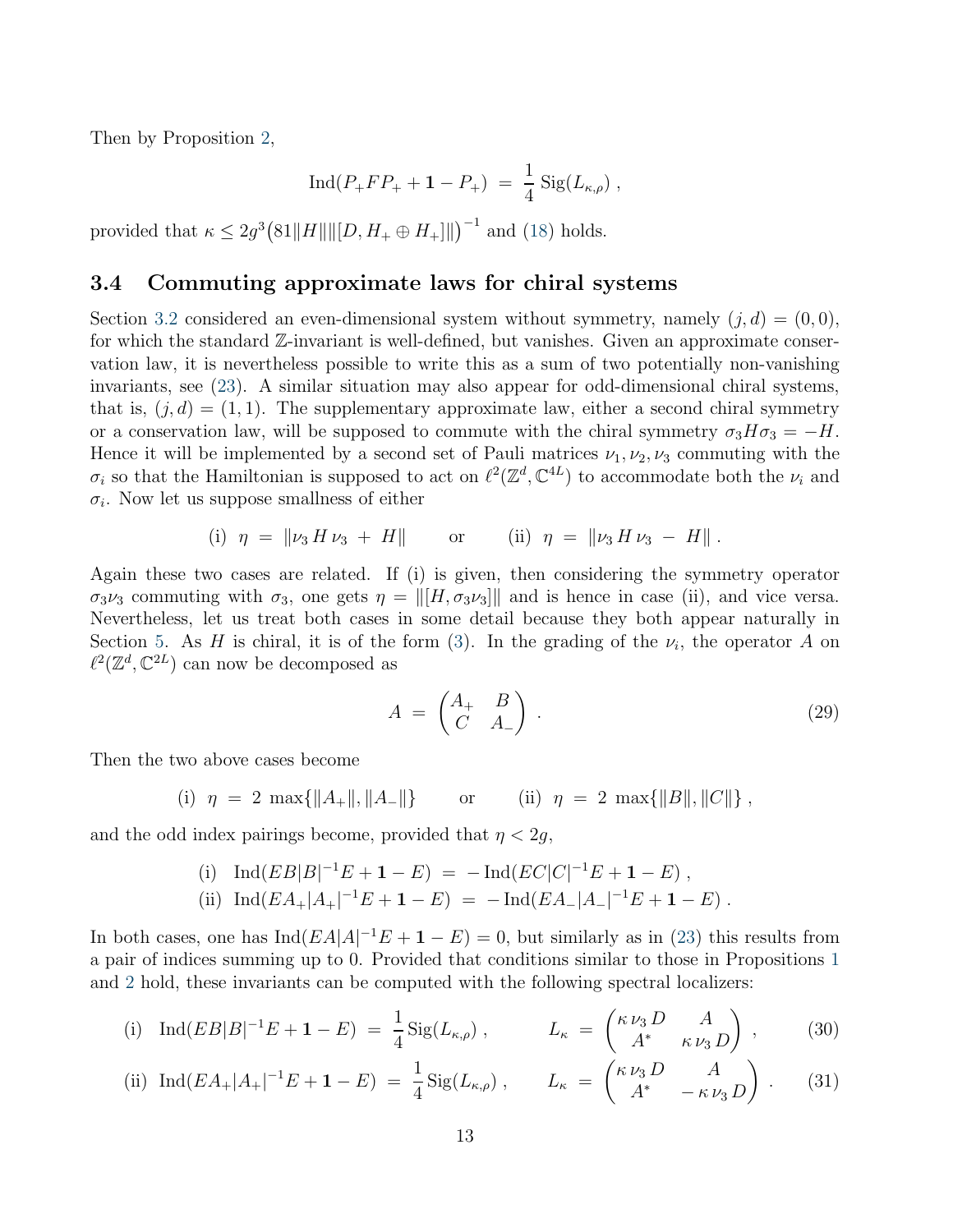Then by Proposition 2,

$$\operatorname{Ind}(P_+ F P_+ + \mathbf{1} - P_+) \;=\; \frac{1}{4}\operatorname{Sig}(L_{\kappa,\rho})\;,$$

provided that $\kappa \leq 2g^3\big(81\|H\|\|[D, H_+ \oplus H_+]\|\big)^{-1}$ and (18) holds.

### 3.4 Commuting approximate laws for chiral systems

Section 3.2 considered an even-dimensional system without symmetry, namely $(j,d) = (0,0)$, for which the standard $\mathbb{Z}$-invariant is well-defined, but vanishes. Given an approximate conservation law, it is nevertheless possible to write this as a sum of two potentially non-vanishing invariants, see (23). A similar situation may also appear for odd-dimensional chiral systems, that is, $(j,d) = (1,1)$. The supplementary approximate law, either a second chiral symmetry or a conservation law, will be supposed to commute with the chiral symmetry $\sigma_3 H \sigma_3 = -H$. Hence it will be implemented by a second set of Pauli matrices $\nu_1, \nu_2, \nu_3$ commuting with the $\sigma_i$ so that the Hamiltonian is supposed to act on $\ell^2(\mathbb{Z}^d, \mathbb{C}^{4L})$ to accommodate both the $\nu_i$ and $\sigma_i$. Now let us suppose smallness of either

$$\text{(i)}\;\; \eta \;=\; \|\nu_3\, H\, \nu_3 \;+\; H\| \qquad \text{or} \qquad \text{(ii)}\;\; \eta \;=\; \|\nu_3\, H\, \nu_3 \;-\; H\|\;.$$

Again these two cases are related. If (i) is given, then considering the symmetry operator $\sigma_3\nu_3$ commuting with $\sigma_3$, one gets $\eta = \|[H, \sigma_3\nu_3]\|$ and is hence in case (ii), and vice versa. Nevertheless, let us treat both cases in some detail because they both appear naturally in Section 5. As $H$ is chiral, it is of the form (3). In the grading of the $\nu_i$, the operator $A$ on $\ell^2(\mathbb{Z}^d, \mathbb{C}^{2L})$ can now be decomposed as

$$A \;=\; \begin{pmatrix} A_+ & B \\ C & A_- \end{pmatrix}\;. \tag{29}$$

Then the two above cases become

$$\text{(i)}\;\; \eta \;=\; 2\;\max\{\|A_+\|, \|A_-\|\} \qquad \text{or} \qquad \text{(ii)}\;\; \eta \;=\; 2\;\max\{\|B\|, \|C\|\}\;,$$

and the odd index pairings become, provided that $\eta < 2g$,

$$\text{(i)}\;\;\operatorname{Ind}(EB|B|^{-1}E + \mathbf{1} - E) \;=\; -\operatorname{Ind}(EC|C|^{-1}E + \mathbf{1} - E)\;,$$
$$\text{(ii)}\;\;\operatorname{Ind}(EA_+|A_+|^{-1}E + \mathbf{1} - E) \;=\; -\operatorname{Ind}(EA_-|A_-|^{-1}E + \mathbf{1} - E)\;.$$

In both cases, one has $\operatorname{Ind}(EA|A|^{-1}E + \mathbf{1} - E) = 0$, but similarly as in (23) this results from a pair of indices summing up to 0. Provided that conditions similar to those in Propositions 1 and 2 hold, these invariants can be computed with the following spectral localizers:

$$\text{(i)}\;\;\operatorname{Ind}(EB|B|^{-1}E + \mathbf{1} - E) \;=\; \frac{1}{4}\operatorname{Sig}(L_{\kappa,\rho})\;, \qquad L_\kappa \;=\; \begin{pmatrix} \kappa\,\nu_3\,D & A \\ A^* & \kappa\,\nu_3\,D \end{pmatrix}\;, \tag{30}$$

$$\text{(ii)}\;\;\operatorname{Ind}(EA_+|A_+|^{-1}E + \mathbf{1} - E) \;=\; \frac{1}{4}\operatorname{Sig}(L_{\kappa,\rho})\;, \qquad L_\kappa \;=\; \begin{pmatrix} \kappa\,\nu_3\,D & A \\ A^* & -\,\kappa\,\nu_3\,D \end{pmatrix}\;. \tag{31}$$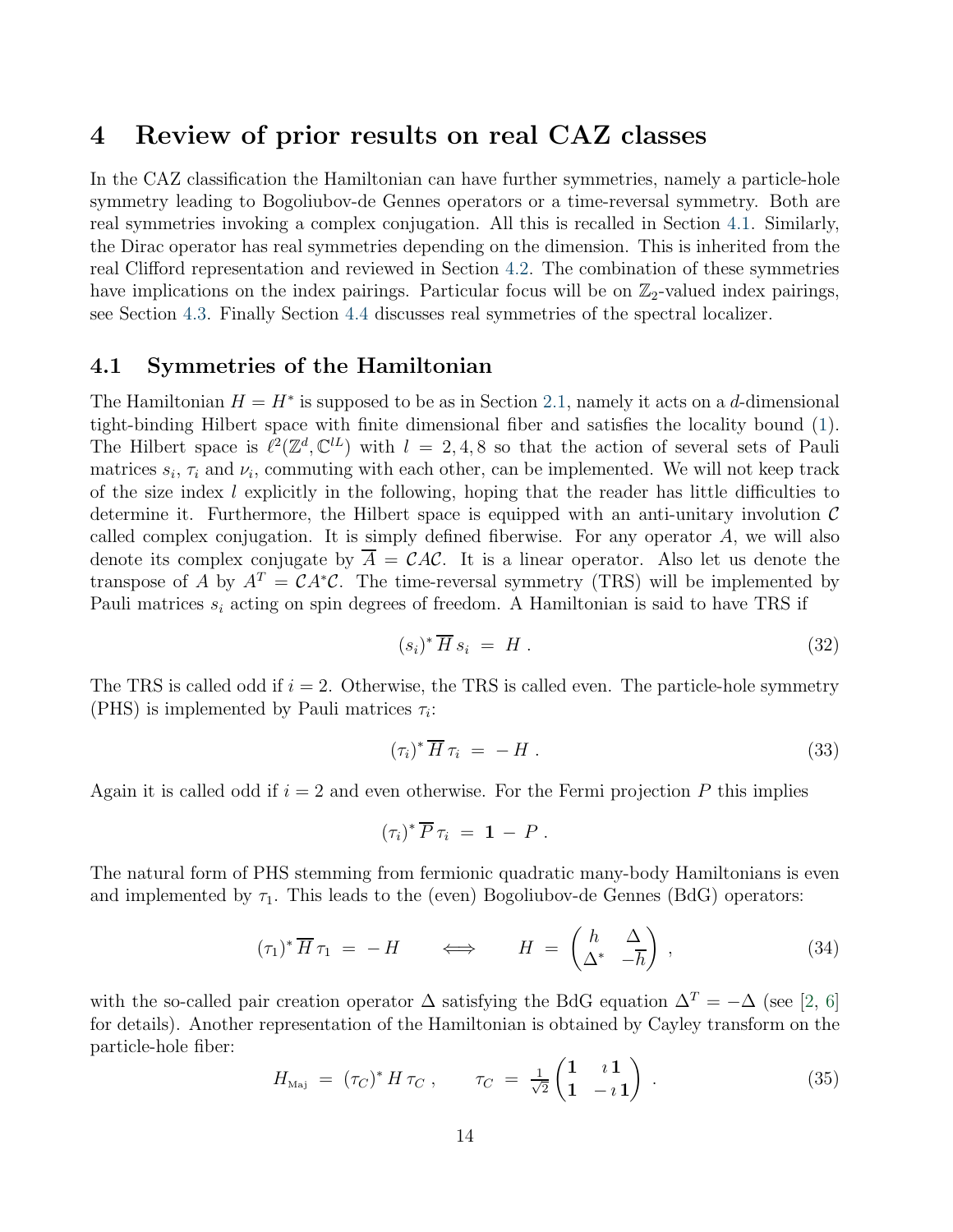# 4 Review of prior results on real CAZ classes

In the CAZ classification the Hamiltonian can have further symmetries, namely a particle-hole symmetry leading to Bogoliubov-de Gennes operators or a time-reversal symmetry. Both are real symmetries invoking a complex conjugation. All this is recalled in Section 4.1. Similarly, the Dirac operator has real symmetries depending on the dimension. This is inherited from the real Clifford representation and reviewed in Section 4.2. The combination of these symmetries have implications on the index pairings. Particular focus will be on $\mathbb{Z}_2$-valued index pairings, see Section 4.3. Finally Section 4.4 discusses real symmetries of the spectral localizer.

## 4.1 Symmetries of the Hamiltonian

The Hamiltonian $H = H^*$ is supposed to be as in Section 2.1, namely it acts on a $d$-dimensional tight-binding Hilbert space with finite dimensional fiber and satisfies the locality bound (1). The Hilbert space is $\ell^2(\mathbb{Z}^d, \mathbb{C}^{lL})$ with $l = 2, 4, 8$ so that the action of several sets of Pauli matrices $s_i$, $\tau_i$ and $\nu_i$, commuting with each other, can be implemented. We will not keep track of the size index $l$ explicitly in the following, hoping that the reader has little difficulties to determine it. Furthermore, the Hilbert space is equipped with an anti-unitary involution $\mathcal{C}$ called complex conjugation. It is simply defined fiberwise. For any operator $A$, we will also denote its complex conjugate by $\overline{A} = \mathcal{C}A\mathcal{C}$. It is a linear operator. Also let us denote the transpose of $A$ by $A^T = \mathcal{C}A^*\mathcal{C}$. The time-reversal symmetry (TRS) will be implemented by Pauli matrices $s_i$ acting on spin degrees of freedom. A Hamiltonian is said to have TRS if

$$(s_i)^* \,\overline{H}\, s_i \;=\; H\;. \tag{32}$$

The TRS is called odd if $i = 2$. Otherwise, the TRS is called even. The particle-hole symmetry (PHS) is implemented by Pauli matrices $\tau_i$:

$$(\tau_i)^* \,\overline{H}\, \tau_i \;=\; -\,H\;. \tag{33}$$

Again it is called odd if $i = 2$ and even otherwise. For the Fermi projection $P$ this implies

$$(\tau_i)^* \,\overline{P}\, \tau_i \;=\; \mathbf{1} \,-\, P\;.$$

The natural form of PHS stemming from fermionic quadratic many-body Hamiltonians is even and implemented by $\tau_1$. This leads to the (even) Bogoliubov-de Gennes (BdG) operators:

$$(\tau_1)^* \,\overline{H}\, \tau_1 \;=\; -\,H \qquad \Longleftrightarrow \qquad H \;=\; \begin{pmatrix} h & \Delta \\ \Delta^* & -\overline{h} \end{pmatrix}\;, \tag{34}$$

with the so-called pair creation operator $\Delta$ satisfying the BdG equation $\Delta^T = -\Delta$ (see [2, 6] for details). Another representation of the Hamiltonian is obtained by Cayley transform on the particle-hole fiber:

$$H_{\rm Maj} \;=\; (\tau_C)^* \,H\, \tau_C\;, \qquad \tau_C \;=\; \tfrac{1}{\sqrt{2}} \begin{pmatrix} \mathbf{1} & \imath\,\mathbf{1} \\ \mathbf{1} & -\,\imath\,\mathbf{1} \end{pmatrix}\;. \tag{35}$$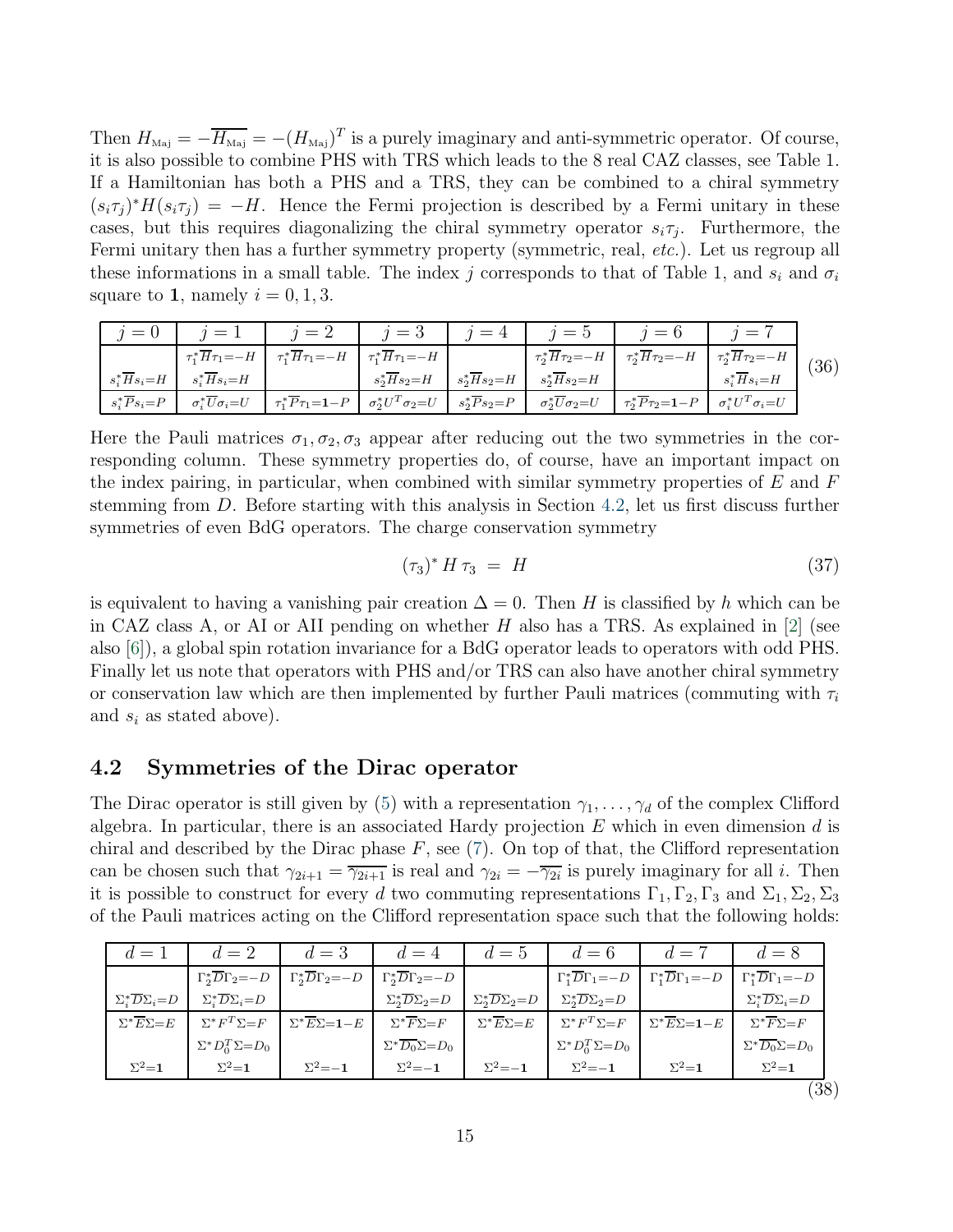Then $H_{\text{Maj}} = -\overline{H_{\text{Maj}}} = -(H_{\text{Maj}})^T$ is a purely imaginary and anti-symmetric operator. Of course, it is also possible to combine PHS with TRS which leads to the 8 real CAZ classes, see Table 1. If a Hamiltonian has both a PHS and a TRS, they can be combined to a chiral symmetry $(s_i\tau_j)^* H (s_i\tau_j) = -H$. Hence the Fermi projection is described by a Fermi unitary in these cases, but this requires diagonalizing the chiral symmetry operator $s_i\tau_j$. Furthermore, the Fermi unitary then has a further symmetry property (symmetric, real, *etc.*). Let us regroup all these informations in a small table. The index $j$ corresponds to that of Table 1, and $s_i$ and $\sigma_i$ square to $\mathbf{1}$, namely $i = 0, 1, 3$.

| $j=0$ | $j=1$ | $j=2$ | $j=3$ | $j=4$ | $j=5$ | $j=6$ | $j=7$ |
|---|---|---|---|---|---|---|---|
| | $\tau_1^*\overline{H}\tau_1 = -H$ | $\tau_1^*\overline{H}\tau_1 = -H$ | $\tau_1^*\overline{H}\tau_1 = -H$ | | $\tau_2^*\overline{H}\tau_2 = -H$ | $\tau_2^*\overline{H}\tau_2 = -H$ | $\tau_2^*\overline{H}\tau_2 = -H$ |
| $s_i^*\overline{H}s_i = H$ | $s_i^*\overline{H}s_i = H$ | | $s_2^*\overline{H}s_2 = H$ | $s_2^*\overline{H}s_2 = H$ | $s_2^*\overline{H}s_2 = H$ | | $s_i^*\overline{H}s_i = H$ |
| $s_i^*\overline{P}s_i = P$ | $\sigma_i^*\overline{U}\sigma_i = U$ | $\tau_1^*\overline{P}\tau_1 = \mathbf{1} - P$ | $\sigma_2^* U^T \sigma_2 = U$ | $s_2^*\overline{P}s_2 = P$ | $\sigma_2^*\overline{U}\sigma_2 = U$ | $\tau_2^*\overline{P}\tau_2 = \mathbf{1} - P$ | $\sigma_i^* U^T \sigma_i = U$ |

(36)

Here the Pauli matrices $\sigma_1, \sigma_2, \sigma_3$ appear after reducing out the two symmetries in the corresponding column. These symmetry properties do, of course, have an important impact on the index pairing, in particular, when combined with similar symmetry properties of $E$ and $F$ stemming from $D$. Before starting with this analysis in Section 4.2, let us first discuss further symmetries of even BdG operators. The charge conservation symmetry

$$(\tau_3)^* \, H \, \tau_3 \;=\; H \tag{37}$$

is equivalent to having a vanishing pair creation $\Delta = 0$. Then $H$ is classified by $h$ which can be in CAZ class A, or AI or AII pending on whether $H$ also has a TRS. As explained in [2] (see also [6]), a global spin rotation invariance for a BdG operator leads to operators with odd PHS. Finally let us note that operators with PHS and/or TRS can also have another chiral symmetry or conservation law which are then implemented by further Pauli matrices (commuting with $\tau_i$ and $s_i$ as stated above).

## 4.2 Symmetries of the Dirac operator

The Dirac operator is still given by (5) with a representation $\gamma_1, \ldots, \gamma_d$ of the complex Clifford algebra. In particular, there is an associated Hardy projection $E$ which in even dimension $d$ is chiral and described by the Dirac phase $F$, see (7). On top of that, the Clifford representation can be chosen such that $\gamma_{2i+1} = \overline{\gamma_{2i+1}}$ is real and $\gamma_{2i} = -\overline{\gamma_{2i}}$ is purely imaginary for all $i$. Then it is possible to construct for every $d$ two commuting representations $\Gamma_1, \Gamma_2, \Gamma_3$ and $\Sigma_1, \Sigma_2, \Sigma_3$ of the Pauli matrices acting on the Clifford representation space such that the following holds:

| $d=1$ | $d=2$ | $d=3$ | $d=4$ | $d=5$ | $d=6$ | $d=7$ | $d=8$ |
|---|---|---|---|---|---|---|---|
| | $\Gamma_2^*\overline{D}\Gamma_2 = -D$ | $\Gamma_2^*\overline{D}\Gamma_2 = -D$ | $\Gamma_2^*\overline{D}\Gamma_2 = -D$ | | $\Gamma_1^*\overline{D}\Gamma_1 = -D$ | $\Gamma_1^*\overline{D}\Gamma_1 = -D$ | $\Gamma_1^*\overline{D}\Gamma_1 = -D$ |
| $\Sigma_i^*\overline{D}\Sigma_i = D$ | $\Sigma_i^*\overline{D}\Sigma_i = D$ | | $\Sigma_2^*\overline{D}\Sigma_2 = D$ | $\Sigma_2^*\overline{D}\Sigma_2 = D$ | $\Sigma_2^*\overline{D}\Sigma_2 = D$ | | $\Sigma_i^*\overline{D}\Sigma_i = D$ |
| $\Sigma^*\overline{E}\Sigma = E$ | $\Sigma^* F^T \Sigma = F$ | $\Sigma^*\overline{E}\Sigma = \mathbf{1} - E$ | $\Sigma^*\overline{F}\Sigma = F$ | $\Sigma^*\overline{E}\Sigma = E$ | $\Sigma^* F^T \Sigma = F$ | $\Sigma^*\overline{E}\Sigma = \mathbf{1} - E$ | $\Sigma^*\overline{F}\Sigma = F$ |
| | $\Sigma^* D_0^T \Sigma = D_0$ | | $\Sigma^*\overline{D_0}\Sigma = D_0$ | | $\Sigma^* D_0^T \Sigma = D_0$ | | $\Sigma^*\overline{D_0}\Sigma = D_0$ |
| $\Sigma^2 = \mathbf{1}$ | $\Sigma^2 = \mathbf{1}$ | $\Sigma^2 = -\mathbf{1}$ | $\Sigma^2 = -\mathbf{1}$ | $\Sigma^2 = -\mathbf{1}$ | $\Sigma^2 = -\mathbf{1}$ | $\Sigma^2 = \mathbf{1}$ | $\Sigma^2 = \mathbf{1}$ |

(38)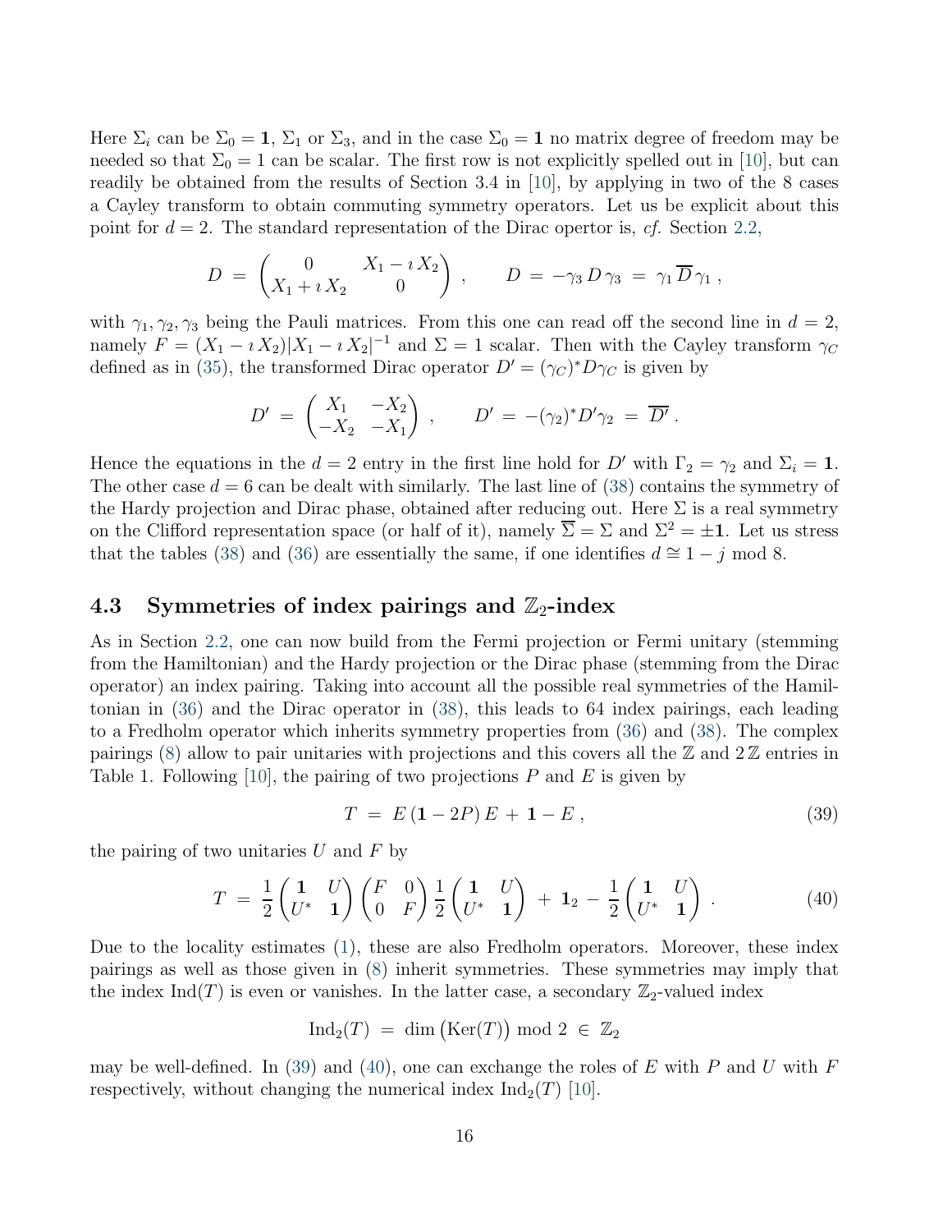Here $\Sigma_i$ can be $\Sigma_0 = \mathbf{1}$, $\Sigma_1$ or $\Sigma_3$, and in the case $\Sigma_0 = \mathbf{1}$ no matrix degree of freedom may be needed so that $\Sigma_0 = 1$ can be scalar. The first row is not explicitly spelled out in [10], but can readily be obtained from the results of Section 3.4 in [10], by applying in two of the 8 cases a Cayley transform to obtain commuting symmetry operators. Let us be explicit about this point for $d = 2$. The standard representation of the Dirac opertor is, *cf.* Section 2.2,

$$D \;=\; \begin{pmatrix} 0 & X_1 - \imath\, X_2 \\ X_1 + \imath\, X_2 & 0 \end{pmatrix}\;, \qquad D \;=\; -\gamma_3\, D\, \gamma_3 \;=\; \gamma_1\, \overline{D}\, \gamma_1\;,$$

with $\gamma_1, \gamma_2, \gamma_3$ being the Pauli matrices. From this one can read off the second line in $d = 2$, namely $F = (X_1 - \imath\, X_2)|X_1 - \imath\, X_2|^{-1}$ and $\Sigma = 1$ scalar. Then with the Cayley transform $\gamma_C$ defined as in (35), the transformed Dirac operator $D' = (\gamma_C)^* D \gamma_C$ is given by

$$D' \;=\; \begin{pmatrix} X_1 & -X_2 \\ -X_2 & -X_1 \end{pmatrix}\;, \qquad D' \;=\; -(\gamma_2)^* D' \gamma_2 \;=\; \overline{D'}\;.$$

Hence the equations in the $d = 2$ entry in the first line hold for $D'$ with $\Gamma_2 = \gamma_2$ and $\Sigma_i = \mathbf{1}$. The other case $d = 6$ can be dealt with similarly. The last line of (38) contains the symmetry of the Hardy projection and Dirac phase, obtained after reducing out. Here $\Sigma$ is a real symmetry on the Clifford representation space (or half of it), namely $\overline{\Sigma} = \Sigma$ and $\Sigma^2 = \pm\mathbf{1}$. Let us stress that the tables (38) and (36) are essentially the same, if one identifies $d \cong 1 - j \bmod 8$.

### 4.3 Symmetries of index pairings and $\mathbb{Z}_2$-index

As in Section 2.2, one can now build from the Fermi projection or Fermi unitary (stemming from the Hamiltonian) and the Hardy projection or the Dirac phase (stemming from the Dirac operator) an index pairing. Taking into account all the possible real symmetries of the Hamiltonian in (36) and the Dirac operator in (38), this leads to 64 index pairings, each leading to a Fredholm operator which inherits symmetry properties from (36) and (38). The complex pairings (8) allow to pair unitaries with projections and this covers all the $\mathbb{Z}$ and $2\,\mathbb{Z}$ entries in Table 1. Following [10], the pairing of two projections $P$ and $E$ is given by

$$T \;=\; E\,(\mathbf{1} - 2P)\,E \,+\, \mathbf{1} - E\;, \tag{39}$$

the pairing of two unitaries $U$ and $F$ by

$$T \;=\; \frac{1}{2}\begin{pmatrix} \mathbf{1} & U \\ U^* & \mathbf{1} \end{pmatrix}\begin{pmatrix} F & 0 \\ 0 & F \end{pmatrix}\frac{1}{2}\begin{pmatrix} \mathbf{1} & U \\ U^* & \mathbf{1} \end{pmatrix} \,+\, \mathbf{1}_2 \,-\, \frac{1}{2}\begin{pmatrix} \mathbf{1} & U \\ U^* & \mathbf{1} \end{pmatrix}\;. \tag{40}$$

Due to the locality estimates (1), these are also Fredholm operators. Moreover, these index pairings as well as those given in (8) inherit symmetries. These symmetries may imply that the index $\mathrm{Ind}(T)$ is even or vanishes. In the latter case, a secondary $\mathbb{Z}_2$-valued index

$$\mathrm{Ind}_2(T) \;=\; \dim\big(\mathrm{Ker}(T)\big) \bmod 2 \;\in\; \mathbb{Z}_2$$

may be well-defined. In (39) and (40), one can exchange the roles of $E$ with $P$ and $U$ with $F$ respectively, without changing the numerical index $\mathrm{Ind}_2(T)$ [10].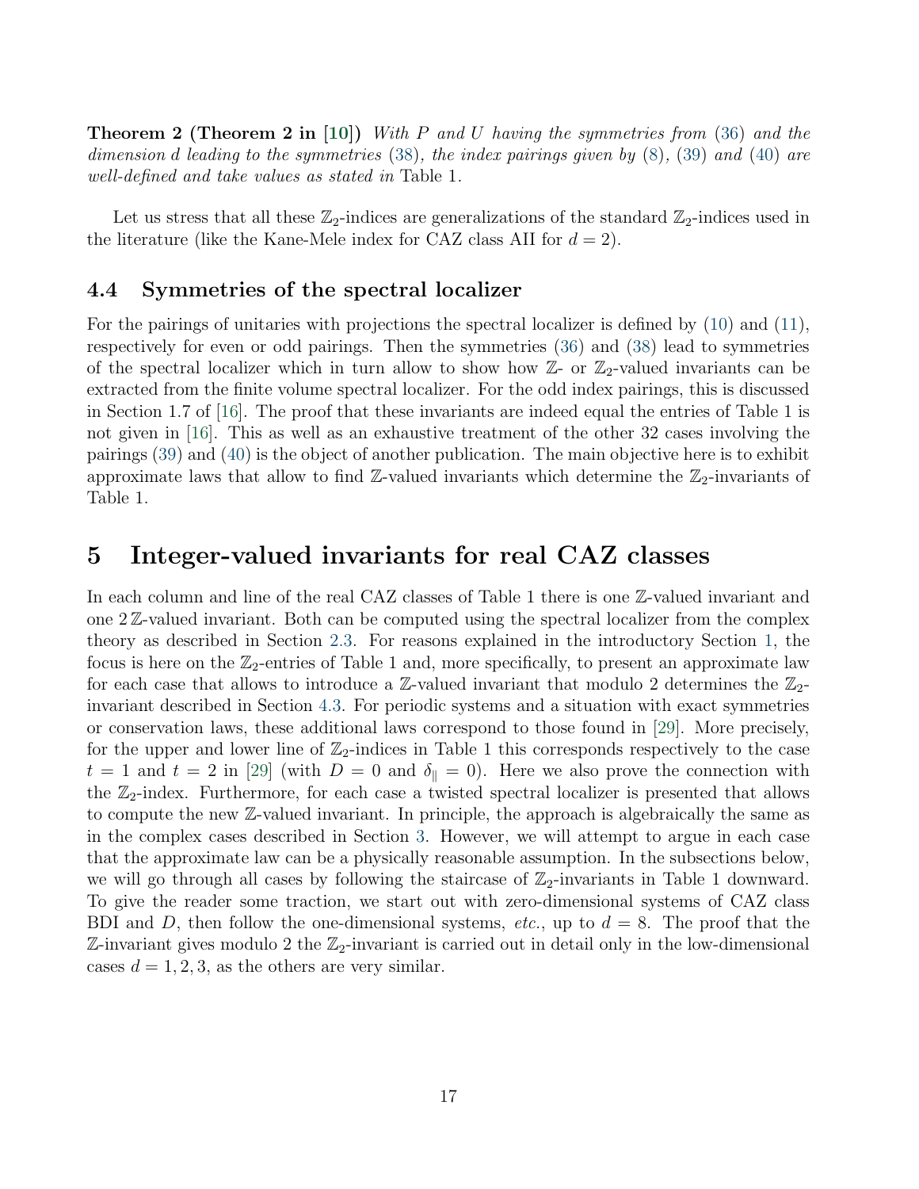**Theorem 2 (Theorem 2 in [10])** *With $P$ and $U$ having the symmetries from (36) and the dimension $d$ leading to the symmetries (38), the index pairings given by (8), (39) and (40) are well-defined and take values as stated in* Table 1.

Let us stress that all these $\mathbb{Z}_2$-indices are generalizations of the standard $\mathbb{Z}_2$-indices used in the literature (like the Kane-Mele index for CAZ class AII for $d = 2$).

### 4.4 Symmetries of the spectral localizer

For the pairings of unitaries with projections the spectral localizer is defined by (10) and (11), respectively for even or odd pairings. Then the symmetries (36) and (38) lead to symmetries of the spectral localizer which in turn allow to show how $\mathbb{Z}$- or $\mathbb{Z}_2$-valued invariants can be extracted from the finite volume spectral localizer. For the odd index pairings, this is discussed in Section 1.7 of [16]. The proof that these invariants are indeed equal the entries of Table 1 is not given in [16]. This as well as an exhaustive treatment of the other 32 cases involving the pairings (39) and (40) is the object of another publication. The main objective here is to exhibit approximate laws that allow to find $\mathbb{Z}$-valued invariants which determine the $\mathbb{Z}_2$-invariants of Table 1.

## 5 Integer-valued invariants for real CAZ classes

In each column and line of the real CAZ classes of Table 1 there is one $\mathbb{Z}$-valued invariant and one $2\,\mathbb{Z}$-valued invariant. Both can be computed using the spectral localizer from the complex theory as described in Section 2.3. For reasons explained in the introductory Section 1, the focus is here on the $\mathbb{Z}_2$-entries of Table 1 and, more specifically, to present an approximate law for each case that allows to introduce a $\mathbb{Z}$-valued invariant that modulo 2 determines the $\mathbb{Z}_2$-invariant described in Section 4.3. For periodic systems and a situation with exact symmetries or conservation laws, these additional laws correspond to those found in [29]. More precisely, for the upper and lower line of $\mathbb{Z}_2$-indices in Table 1 this corresponds respectively to the case $t = 1$ and $t = 2$ in [29] (with $D = 0$ and $\delta_\parallel = 0$). Here we also prove the connection with the $\mathbb{Z}_2$-index. Furthermore, for each case a twisted spectral localizer is presented that allows to compute the new $\mathbb{Z}$-valued invariant. In principle, the approach is algebraically the same as in the complex cases described in Section 3. However, we will attempt to argue in each case that the approximate law can be a physically reasonable assumption. In the subsections below, we will go through all cases by following the staircase of $\mathbb{Z}_2$-invariants in Table 1 downward. To give the reader some traction, we start out with zero-dimensional systems of CAZ class BDI and $D$, then follow the one-dimensional systems, *etc.*, up to $d = 8$. The proof that the $\mathbb{Z}$-invariant gives modulo 2 the $\mathbb{Z}_2$-invariant is carried out in detail only in the low-dimensional cases $d = 1, 2, 3$, as the others are very similar.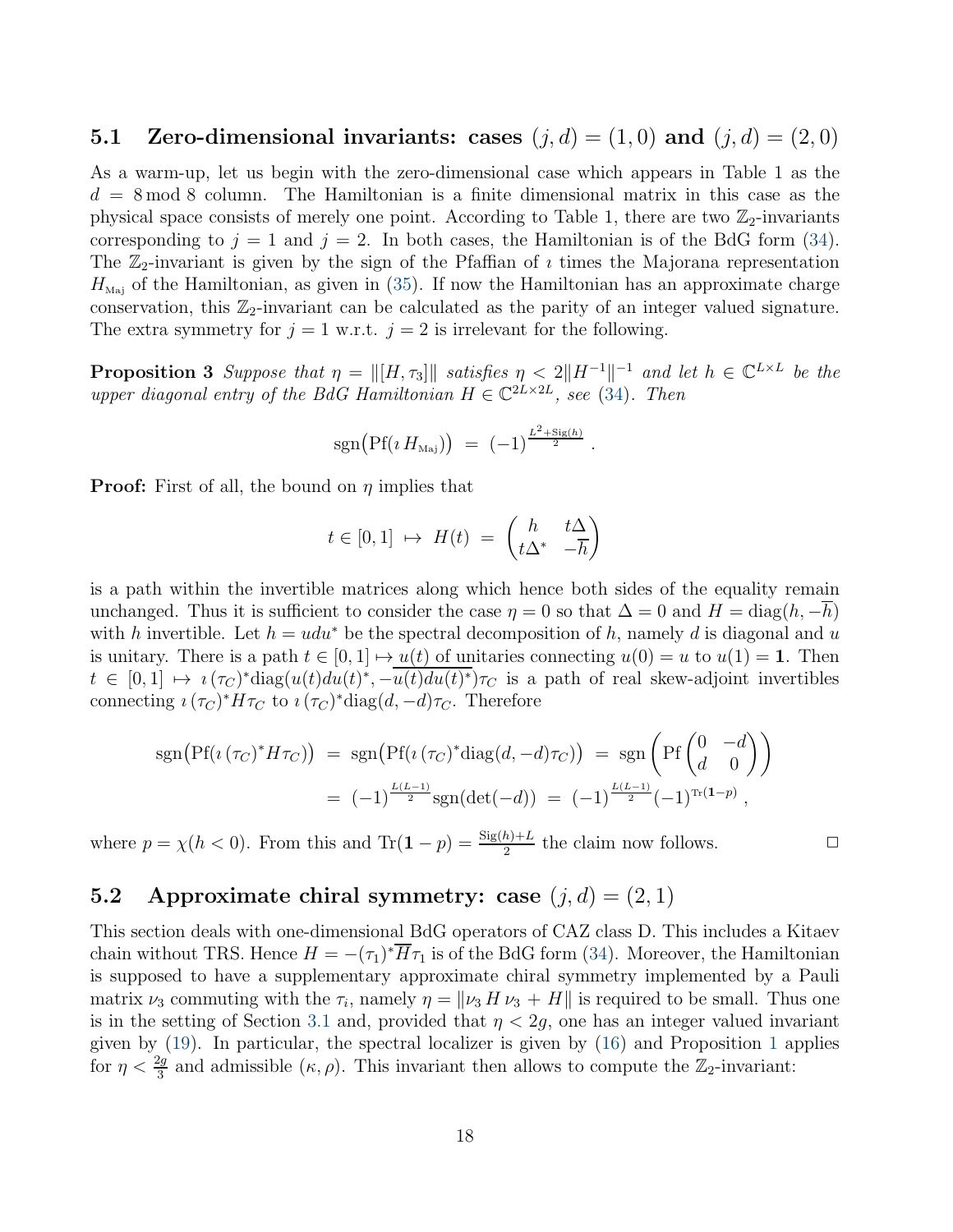### 5.1 Zero-dimensional invariants: cases $(j,d) = (1,0)$ and $(j,d) = (2,0)$

As a warm-up, let us begin with the zero-dimensional case which appears in Table 1 as the $d = 8 \bmod 8$ column. The Hamiltonian is a finite dimensional matrix in this case as the physical space consists of merely one point. According to Table 1, there are two $\mathbb{Z}_2$-invariants corresponding to $j = 1$ and $j = 2$. In both cases, the Hamiltonian is of the BdG form (34). The $\mathbb{Z}_2$-invariant is given by the sign of the Pfaffian of $\imath$ times the Majorana representation $H_{\text{Maj}}$ of the Hamiltonian, as given in (35). If now the Hamiltonian has an approximate charge conservation, this $\mathbb{Z}_2$-invariant can be calculated as the parity of an integer valued signature. The extra symmetry for $j = 1$ w.r.t. $j = 2$ is irrelevant for the following.

**Proposition 3** *Suppose that $\eta = \|[H, \tau_3]\|$ satisfies $\eta < 2\|H^{-1}\|^{-1}$ and let $h \in \mathbb{C}^{L\times L}$ be the upper diagonal entry of the BdG Hamiltonian $H \in \mathbb{C}^{2L\times 2L}$, see (34). Then*

$$
\operatorname{sgn}\big(\operatorname{Pf}(\imath\, H_{\text{Maj}})\big) \;=\; (-1)^{\frac{L^2+\operatorname{Sig}(h)}{2}} \,.
$$

**Proof:** First of all, the bound on $\eta$ implies that

$$
t \in [0,1] \;\mapsto\; H(t) \;=\; \begin{pmatrix} h & t\Delta \\ t\Delta^* & -\overline{h} \end{pmatrix}
$$

is a path within the invertible matrices along which hence both sides of the equality remain unchanged. Thus it is sufficient to consider the case $\eta = 0$ so that $\Delta = 0$ and $H = \operatorname{diag}(h, -\overline{h})$ with $h$ invertible. Let $h = udu^*$ be the spectral decomposition of $h$, namely $d$ is diagonal and $u$ is unitary. There is a path $t \in [0,1] \mapsto u(t)$ of unitaries connecting $u(0) = u$ to $u(1) = \mathbf{1}$. Then $t \in [0,1] \mapsto \imath\,(\tau_C)^*\operatorname{diag}(u(t)du(t)^*, -\overline{u(t)du(t)^*})\tau_C$ is a path of real skew-adjoint invertibles connecting $\imath\,(\tau_C)^* H \tau_C$ to $\imath\,(\tau_C)^*\operatorname{diag}(d, -d)\tau_C$. Therefore

$$
\begin{aligned}
\operatorname{sgn}\big(\operatorname{Pf}(\imath\,(\tau_C)^* H \tau_C)\big) \;&=\; \operatorname{sgn}\big(\operatorname{Pf}(\imath\,(\tau_C)^*\operatorname{diag}(d,-d)\tau_C)\big) \;=\; \operatorname{sgn}\left(\operatorname{Pf}\begin{pmatrix} 0 & -d \\ d & 0 \end{pmatrix}\right) \\
&=\; (-1)^{\frac{L(L-1)}{2}} \operatorname{sgn}(\det(-d)) \;=\; (-1)^{\frac{L(L-1)}{2}} (-1)^{\operatorname{Tr}(\mathbf{1}-p)} \,,
\end{aligned}
$$

where $p = \chi(h < 0)$. From this and $\operatorname{Tr}(\mathbf{1} - p) = \frac{\operatorname{Sig}(h)+L}{2}$ the claim now follows. $\square$

### 5.2 Approximate chiral symmetry: case $(j,d) = (2,1)$

This section deals with one-dimensional BdG operators of CAZ class D. This includes a Kitaev chain without TRS. Hence $H = -(\tau_1)^* \overline{H} \tau_1$ is of the BdG form (34). Moreover, the Hamiltonian is supposed to have a supplementary approximate chiral symmetry implemented by a Pauli matrix $\nu_3$ commuting with the $\tau_i$, namely $\eta = \|\nu_3\, H\, \nu_3 + H\|$ is required to be small. Thus one is in the setting of Section 3.1 and, provided that $\eta < 2g$, one has an integer valued invariant given by (19). In particular, the spectral localizer is given by (16) and Proposition 1 applies for $\eta < \frac{2g}{3}$ and admissible $(\kappa, \rho)$. This invariant then allows to compute the $\mathbb{Z}_2$-invariant: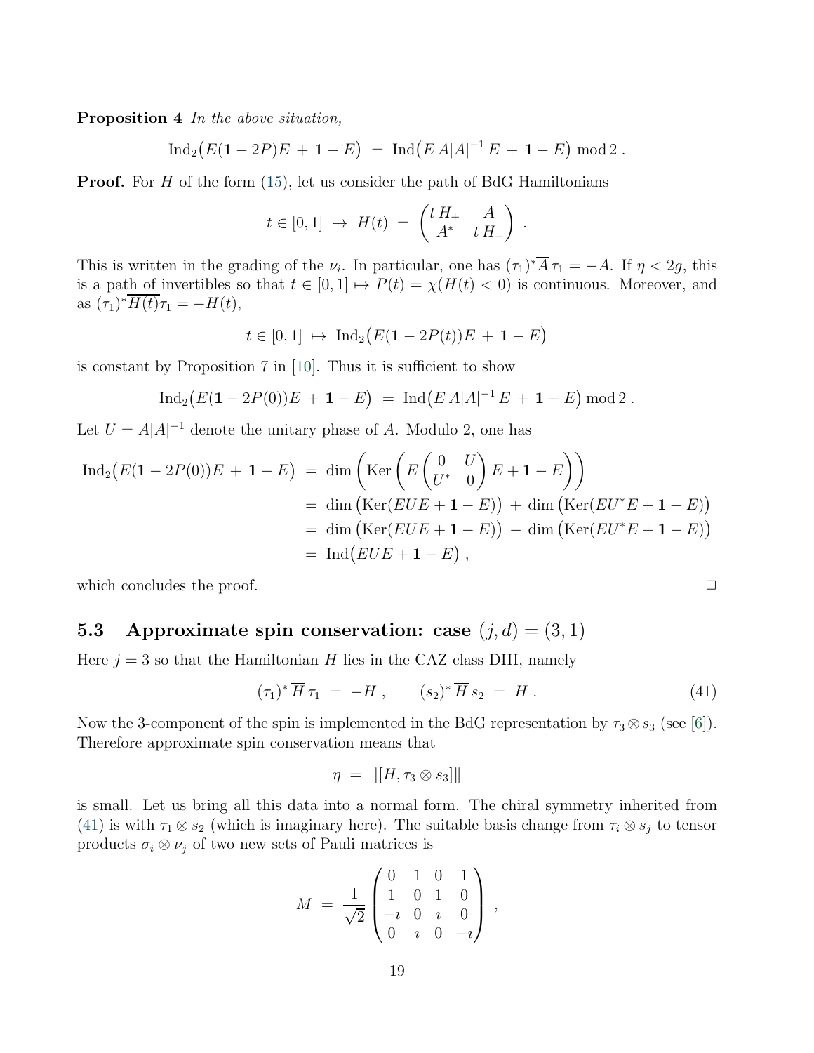**Proposition 4** *In the above situation,*

$$\mathrm{Ind}_2\big(E(\mathbf{1}-2P)E \,+\, \mathbf{1}-E\big) \;=\; \mathrm{Ind}\big(E\,A|A|^{-1}\,E \,+\, \mathbf{1}-E\big) \bmod 2\;.$$

**Proof.** For $H$ of the form (15), let us consider the path of BdG Hamiltonians

$$t\in[0,1] \;\mapsto\; H(t) \;=\; \begin{pmatrix} t\,H_+ & A \\ A^* & t\,H_- \end{pmatrix}\;.$$

This is written in the grading of the $\nu_i$. In particular, one has $(\tau_1)^*\overline{A}\,\tau_1 = -A$. If $\eta < 2g$, this is a path of invertibles so that $t\in[0,1]\mapsto P(t) = \chi(H(t)<0)$ is continuous. Moreover, and as $(\tau_1)^*\overline{H(t)}\tau_1 = -H(t)$,

$$t\in[0,1] \;\mapsto\; \mathrm{Ind}_2\big(E(\mathbf{1}-2P(t))E \,+\, \mathbf{1}-E\big)$$

is constant by Proposition 7 in [10]. Thus it is sufficient to show

$$\mathrm{Ind}_2\big(E(\mathbf{1}-2P(0))E \,+\, \mathbf{1}-E\big) \;=\; \mathrm{Ind}\big(E\,A|A|^{-1}\,E \,+\, \mathbf{1}-E\big) \bmod 2\;.$$

Let $U = A|A|^{-1}$ denote the unitary phase of $A$. Modulo 2, one has

$$\begin{aligned}
\mathrm{Ind}_2\big(E(\mathbf{1}-2P(0))E \,+\, \mathbf{1}-E\big) \;&=\; \dim\left(\mathrm{Ker}\left(E\begin{pmatrix} 0 & U \\ U^* & 0\end{pmatrix}E + \mathbf{1}-E\right)\right) \\
&=\; \dim\big(\mathrm{Ker}(EUE+\mathbf{1}-E)\big) \,+\, \dim\big(\mathrm{Ker}(EU^*E+\mathbf{1}-E)\big) \\
&=\; \dim\big(\mathrm{Ker}(EUE+\mathbf{1}-E)\big) \,-\, \dim\big(\mathrm{Ker}(EU^*E+\mathbf{1}-E)\big) \\
&=\; \mathrm{Ind}\big(EUE+\mathbf{1}-E\big)\;,
\end{aligned}$$

which concludes the proof. $\square$

### 5.3 Approximate spin conservation: case $(j,d) = (3,1)$

Here $j=3$ so that the Hamiltonian $H$ lies in the CAZ class DIII, namely

$$(\tau_1)^*\,\overline{H}\,\tau_1 \;=\; -H\;, \qquad (s_2)^*\,\overline{H}\,s_2 \;=\; H\;. \tag{41}$$

Now the 3-component of the spin is implemented in the BdG representation by $\tau_3\otimes s_3$ (see [6]). Therefore approximate spin conservation means that

$$\eta \;=\; \|[H,\tau_3\otimes s_3]\|$$

is small. Let us bring all this data into a normal form. The chiral symmetry inherited from (41) is with $\tau_1\otimes s_2$ (which is imaginary here). The suitable basis change from $\tau_i\otimes s_j$ to tensor products $\sigma_i\otimes\nu_j$ of two new sets of Pauli matrices is

$$M \;=\; \frac{1}{\sqrt{2}}\begin{pmatrix} 0 & 1 & 0 & 1 \\ 1 & 0 & 1 & 0 \\ -\imath & 0 & \imath & 0 \\ 0 & \imath & 0 & -\imath \end{pmatrix}\;,$$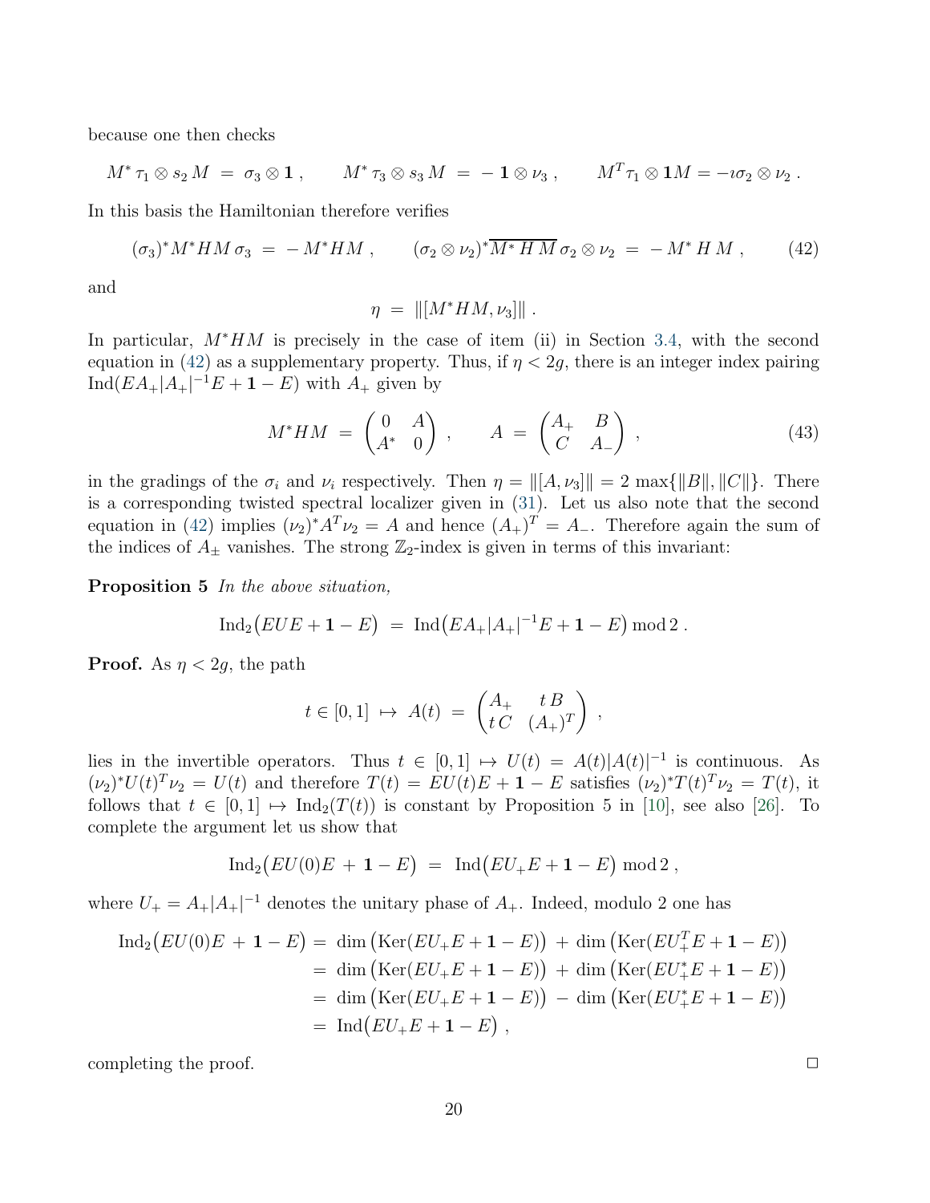because one then checks

$$M^*\,\tau_1\otimes s_2\,M \;=\; \sigma_3\otimes\mathbf{1}\;, \qquad M^*\,\tau_3\otimes s_3\,M \;=\; -\,\mathbf{1}\otimes\nu_3\;, \qquad M^T\tau_1\otimes\mathbf{1}M = -\imath\sigma_2\otimes\nu_2\;.$$

In this basis the Hamiltonian therefore verifies

$$(\sigma_3)^*M^*HM\,\sigma_3 \;=\; -\,M^*HM\;, \qquad (\sigma_2\otimes\nu_2)^*\overline{M^*\,H\,M}\,\sigma_2\otimes\nu_2 \;=\; -\,M^*\,H\,M\;, \tag{42}$$

and

$$\eta \;=\; \|[M^*HM,\nu_3]\|\;.$$

In particular, $M^*HM$ is precisely in the case of item (ii) in Section 3.4, with the second equation in (42) as a supplementary property. Thus, if $\eta < 2g$, there is an integer index pairing $\mathrm{Ind}(EA_+|A_+|^{-1}E + \mathbf{1} - E)$ with $A_+$ given by

$$M^*HM \;=\; \begin{pmatrix} 0 & A \\ A^* & 0 \end{pmatrix}\;, \qquad A \;=\; \begin{pmatrix} A_+ & B \\ C & A_- \end{pmatrix}\;, \tag{43}$$

in the gradings of the $\sigma_i$ and $\nu_i$ respectively. Then $\eta = \|[A,\nu_3]\| = 2\,\max\{\|B\|,\|C\|\}$. There is a corresponding twisted spectral localizer given in (31). Let us also note that the second equation in (42) implies $(\nu_2)^*A^T\nu_2 = A$ and hence $(A_+)^T = A_-$. Therefore again the sum of the indices of $A_\pm$ vanishes. The strong $\mathbb{Z}_2$-index is given in terms of this invariant:

**Proposition 5** *In the above situation,*

$$\mathrm{Ind}_2\big(EUE + \mathbf{1} - E\big) \;=\; \mathrm{Ind}\big(EA_+|A_+|^{-1}E + \mathbf{1} - E\big)\,\mathrm{mod}\,2\;.$$

**Proof.** As $\eta < 2g$, the path

$$t\in[0,1] \;\mapsto\; A(t) \;=\; \begin{pmatrix} A_+ & t\,B \\ t\,C & (A_+)^T \end{pmatrix}\;,$$

lies in the invertible operators. Thus $t \in [0,1] \mapsto U(t) = A(t)|A(t)|^{-1}$ is continuous. As $(\nu_2)^*U(t)^T\nu_2 = U(t)$ and therefore $T(t) = EU(t)E + \mathbf{1} - E$ satisfies $(\nu_2)^*T(t)^T\nu_2 = T(t)$, it follows that $t\in[0,1]\mapsto \mathrm{Ind}_2(T(t))$ is constant by Proposition 5 in [10], see also [26]. To complete the argument let us show that

$$\mathrm{Ind}_2\big(EU(0)E \,+\, \mathbf{1} - E\big) \;=\; \mathrm{Ind}\big(EU_+E + \mathbf{1} - E\big)\,\mathrm{mod}\,2\;,$$

where $U_+ = A_+|A_+|^{-1}$ denotes the unitary phase of $A_+$. Indeed, modulo 2 one has

$$\begin{aligned}
\mathrm{Ind}_2\big(EU(0)E \,+\, \mathbf{1} - E\big) &=\; \dim\big(\mathrm{Ker}(EU_+E + \mathbf{1} - E)\big) \,+\, \dim\big(\mathrm{Ker}(EU_+^TE + \mathbf{1} - E)\big) \\
&=\; \dim\big(\mathrm{Ker}(EU_+E + \mathbf{1} - E)\big) \,+\, \dim\big(\mathrm{Ker}(EU_+^*E + \mathbf{1} - E)\big) \\
&=\; \dim\big(\mathrm{Ker}(EU_+E + \mathbf{1} - E)\big) \,-\, \dim\big(\mathrm{Ker}(EU_+^*E + \mathbf{1} - E)\big) \\
&=\; \mathrm{Ind}\big(EU_+E + \mathbf{1} - E\big)\;,
\end{aligned}$$

completing the proof. $\square$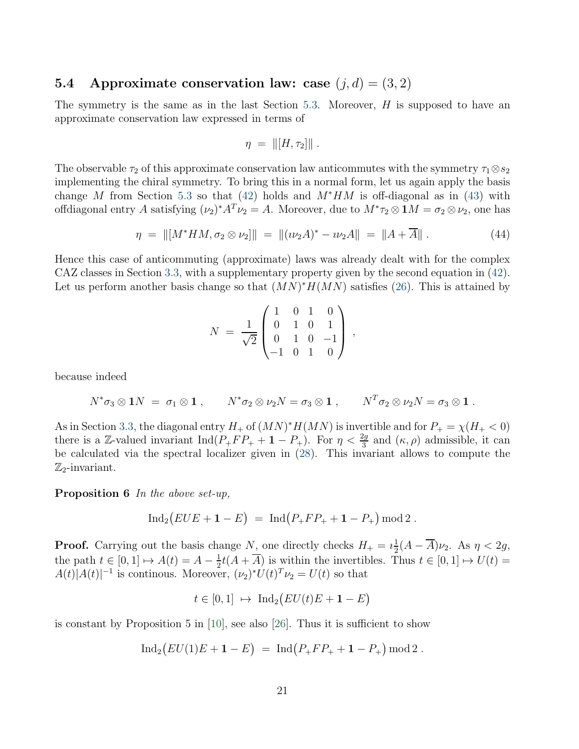### 5.4 Approximate conservation law: case $(j,d) = (3,2)$

The symmetry is the same as in the last Section 5.3. Moreover, $H$ is supposed to have an approximate conservation law expressed in terms of

$$\eta \;=\; \|[H,\tau_2]\|\;.$$

The observable $\tau_2$ of this approximate conservation law anticommutes with the symmetry $\tau_1\otimes s_2$ implementing the chiral symmetry. To bring this in a normal form, let us again apply the basis change $M$ from Section 5.3 so that (42) holds and $M^*HM$ is off-diagonal as in (43) with offdiagonal entry $A$ satisfying $(\nu_2)^*A^T\nu_2 = A$. Moreover, due to $M^*\tau_2\otimes\mathbf{1}M = \sigma_2\otimes\nu_2$, one has

$$\eta \;=\; \|[M^*HM,\sigma_2\otimes\nu_2]\| \;=\; \|(\imath\nu_2A)^* - \imath\nu_2A\| \;=\; \|A+\overline{A}\|\;. \tag{44}$$

Hence this case of anticommuting (approximate) laws was already dealt with for the complex CAZ classes in Section 3.3, with a supplementary property given by the second equation in (42). Let us perform another basis change so that $(MN)^*H(MN)$ satisfies (26). This is attained by

$$N \;=\; \frac{1}{\sqrt{2}}\begin{pmatrix} 1 & 0 & 1 & 0\\ 0 & 1 & 0 & 1\\ 0 & 1 & 0 & -1\\ -1 & 0 & 1 & 0\end{pmatrix}\;,$$

because indeed

$$N^*\sigma_3\otimes\mathbf{1}N \;=\; \sigma_1\otimes\mathbf{1}\;, \qquad N^*\sigma_2\otimes\nu_2N = \sigma_3\otimes\mathbf{1}\;, \qquad N^T\sigma_2\otimes\nu_2N = \sigma_3\otimes\mathbf{1}\;.$$

As in Section 3.3, the diagonal entry $H_+$ of $(MN)^*H(MN)$ is invertible and for $P_+ = \chi(H_+<0)$ there is a $\mathbb{Z}$-valued invariant $\mathrm{Ind}(P_+FP_+ + \mathbf{1} - P_+)$. For $\eta < \frac{2g}{3}$ and $(\kappa,\rho)$ admissible, it can be calculated via the spectral localizer given in (28). This invariant allows to compute the $\mathbb{Z}_2$-invariant.

**Proposition 6** *In the above set-up,*

$$\mathrm{Ind}_2\big(EUE+\mathbf{1}-E\big) \;=\; \mathrm{Ind}\big(P_+FP_+ + \mathbf{1}-P_+\big)\,\mathrm{mod}\,2\;.$$

**Proof.** Carrying out the basis change $N$, one directly checks $H_+ = \imath\frac{1}{2}(A-\overline{A})\nu_2$. As $\eta < 2g$, the path $t\in[0,1]\mapsto A(t) = A - \frac{1}{2}t(A+\overline{A})$ is within the invertibles. Thus $t\in[0,1]\mapsto U(t) = A(t)|A(t)|^{-1}$ is continous. Moreover, $(\nu_2)^*U(t)^T\nu_2 = U(t)$ so that

$$t\in[0,1]\;\mapsto\;\mathrm{Ind}_2\big(EU(t)E+\mathbf{1}-E\big)$$

is constant by Proposition 5 in [10], see also [26]. Thus it is sufficient to show

$$\mathrm{Ind}_2\big(EU(1)E+\mathbf{1}-E\big) \;=\; \mathrm{Ind}\big(P_+FP_+ + \mathbf{1}-P_+\big)\,\mathrm{mod}\,2\;.$$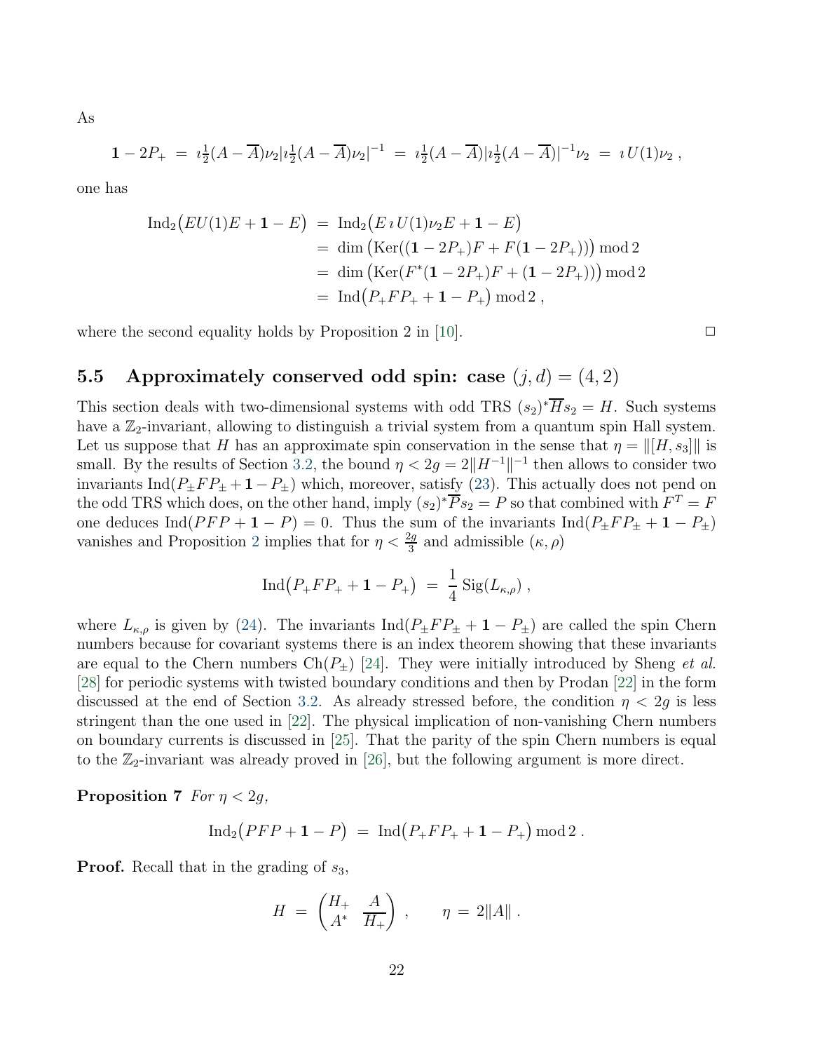As

$$\mathbf{1}-2P_+ \;=\; \imath\tfrac{1}{2}(A-\overline{A})\nu_2|\imath\tfrac{1}{2}(A-\overline{A})\nu_2|^{-1} \;=\; \imath\tfrac{1}{2}(A-\overline{A})|\imath\tfrac{1}{2}(A-\overline{A})|^{-1}\nu_2 \;=\; \imath\, U(1)\nu_2\;,$$

one has

$$\begin{aligned}
\mathrm{Ind}_2\big(EU(1)E+\mathbf{1}-E\big) \;&=\; \mathrm{Ind}_2\big(E\,\imath\, U(1)\nu_2 E+\mathbf{1}-E\big)\\
&=\; \dim\big(\mathrm{Ker}((\mathbf{1}-2P_+)F+F(\mathbf{1}-2P_+))\big) \bmod 2\\
&=\; \dim\big(\mathrm{Ker}(F^*(\mathbf{1}-2P_+)F+(\mathbf{1}-2P_+))\big) \bmod 2\\
&=\; \mathrm{Ind}\big(P_+FP_++\mathbf{1}-P_+\big) \bmod 2\;,
\end{aligned}$$

where the second equality holds by Proposition 2 in [10]. $\square$

### 5.5 Approximately conserved odd spin: case $(j,d)=(4,2)$

This section deals with two-dimensional systems with odd TRS $(s_2)^*\overline{H}s_2=H$. Such systems have a $\mathbb{Z}_2$-invariant, allowing to distinguish a trivial system from a quantum spin Hall system. Let us suppose that $H$ has an approximate spin conservation in the sense that $\eta=\|[H,s_3]\|$ is small. By the results of Section 3.2, the bound $\eta<2g=2\|H^{-1}\|^{-1}$ then allows to consider two invariants $\mathrm{Ind}(P_\pm FP_\pm+\mathbf{1}-P_\pm)$ which, moreover, satisfy (23). This actually does not pend on the odd TRS which does, on the other hand, imply $(s_2)^*\overline{P}s_2=P$ so that combined with $F^T=F$ one deduces $\mathrm{Ind}(PFP+\mathbf{1}-P)=0$. Thus the sum of the invariants $\mathrm{Ind}(P_\pm FP_\pm+\mathbf{1}-P_\pm)$ vanishes and Proposition 2 implies that for $\eta<\frac{2g}{3}$ and admissible $(\kappa,\rho)$

$$\mathrm{Ind}\big(P_+FP_++\mathbf{1}-P_+\big) \;=\; \frac{1}{4}\,\mathrm{Sig}(L_{\kappa,\rho})\;,$$

where $L_{\kappa,\rho}$ is given by (24). The invariants $\mathrm{Ind}(P_\pm FP_\pm+\mathbf{1}-P_\pm)$ are called the spin Chern numbers because for covariant systems there is an index theorem showing that these invariants are equal to the Chern numbers $\mathrm{Ch}(P_\pm)$ [24]. They were initially introduced by Sheng *et al.* [28] for periodic systems with twisted boundary conditions and then by Prodan [22] in the form discussed at the end of Section 3.2. As already stressed before, the condition $\eta<2g$ is less stringent than the one used in [22]. The physical implication of non-vanishing Chern numbers on boundary currents is discussed in [25]. That the parity of the spin Chern numbers is equal to the $\mathbb{Z}_2$-invariant was already proved in [26], but the following argument is more direct.

**Proposition 7** *For $\eta<2g$,*

$$\mathrm{Ind}_2\big(PFP+\mathbf{1}-P\big) \;=\; \mathrm{Ind}\big(P_+FP_++\mathbf{1}-P_+\big) \bmod 2\;.$$

**Proof.** Recall that in the grading of $s_3$,

$$H \;=\; \begin{pmatrix} H_+ & A \\ A^* & \overline{H_+}\end{pmatrix}\;, \qquad \eta \;=\; 2\|A\|\;.$$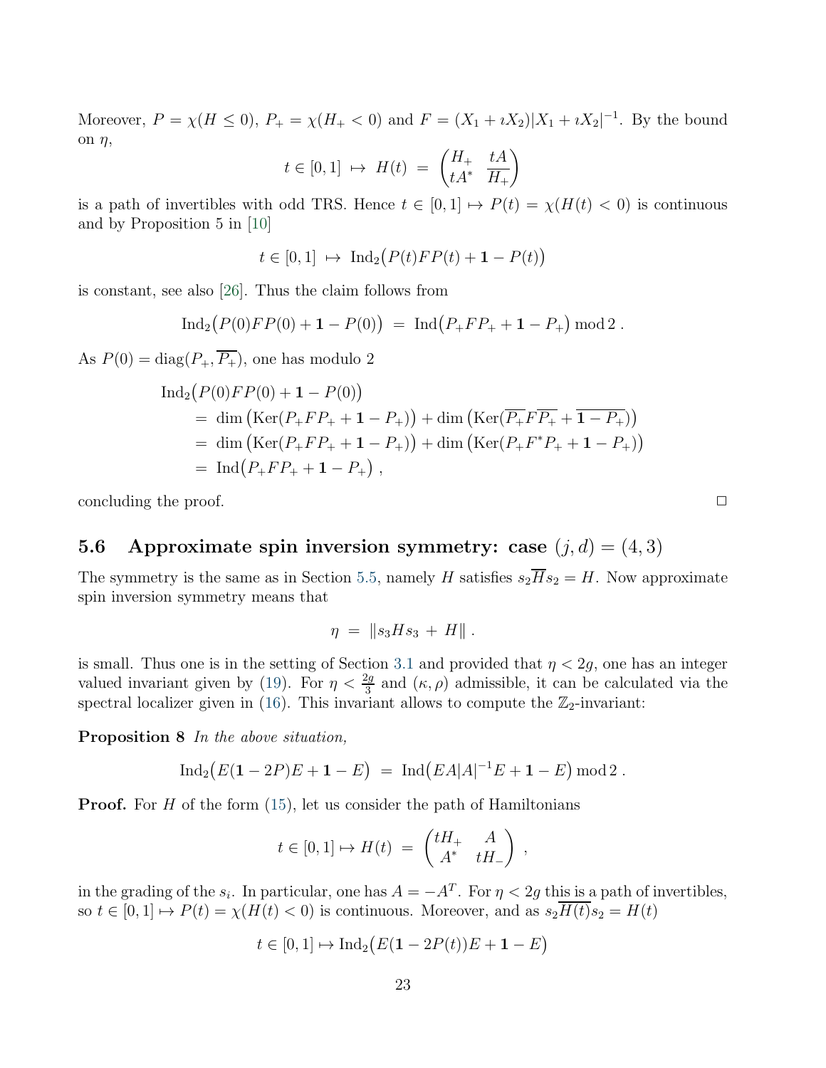Moreover, $P = \chi(H \le 0)$, $P_+ = \chi(H_+ < 0)$ and $F = (X_1 + \imath X_2)|X_1 + \imath X_2|^{-1}$. By the bound on $\eta$,

$$
t \in [0,1] \;\mapsto\; H(t) \;=\; \begin{pmatrix} H_+ & tA \\ tA^* & \overline{H_+} \end{pmatrix}
$$

is a path of invertibles with odd TRS. Hence $t \in [0,1] \mapsto P(t) = \chi(H(t) < 0)$ is continuous and by Proposition 5 in [10]

$$
t \in [0,1] \;\mapsto\; \mathrm{Ind}_2\big(P(t)FP(t) + \mathbf{1} - P(t)\big)
$$

is constant, see also [26]. Thus the claim follows from

$$
\mathrm{Ind}_2\big(P(0)FP(0) + \mathbf{1} - P(0)\big) \;=\; \mathrm{Ind}\big(P_+FP_+ + \mathbf{1} - P_+\big) \bmod 2\;.
$$

As $P(0) = \mathrm{diag}(P_+, \overline{P_+})$, one has modulo 2

$$
\begin{aligned}
&\mathrm{Ind}_2\big(P(0)FP(0) + \mathbf{1} - P(0)\big) \\
&\quad=\; \dim\big(\mathrm{Ker}(P_+FP_+ + \mathbf{1} - P_+)\big) + \dim\big(\mathrm{Ker}(\overline{P_+}\,\overline{F}\,\overline{P_+} + \overline{\mathbf{1} - P_+})\big) \\
&\quad=\; \dim\big(\mathrm{Ker}(P_+FP_+ + \mathbf{1} - P_+)\big) + \dim\big(\mathrm{Ker}(P_+F^*P_+ + \mathbf{1} - P_+)\big) \\
&\quad=\; \mathrm{Ind}\big(P_+FP_+ + \mathbf{1} - P_+\big)\;,
\end{aligned}
$$

concluding the proof. □

## 5.6 Approximate spin inversion symmetry: case $(j, d) = (4, 3)$

The symmetry is the same as in Section 5.5, namely $H$ satisfies $s_2\overline{H}s_2 = H$. Now approximate spin inversion symmetry means that

$$
\eta \;=\; \|s_3Hs_3 \,+\, H\|\;.
$$

is small. Thus one is in the setting of Section 3.1 and provided that $\eta < 2g$, one has an integer valued invariant given by (19). For $\eta < \frac{2g}{3}$ and $(\kappa, \rho)$ admissible, it can be calculated via the spectral localizer given in (16). This invariant allows to compute the $\mathbb{Z}_2$-invariant:

**Proposition 8** *In the above situation,*

$$
\mathrm{Ind}_2\big(E(\mathbf{1} - 2P)E + \mathbf{1} - E\big) \;=\; \mathrm{Ind}\big(EA|A|^{-1}E + \mathbf{1} - E\big) \bmod 2\;.
$$

**Proof.** For $H$ of the form (15), let us consider the path of Hamiltonians

$$
t \in [0,1] \mapsto H(t) \;=\; \begin{pmatrix} tH_+ & A \\ A^* & tH_- \end{pmatrix}\;,
$$

in the grading of the $s_i$. In particular, one has $A = -A^T$. For $\eta < 2g$ this is a path of invertibles, so $t \in [0,1] \mapsto P(t) = \chi(H(t) < 0)$ is continuous. Moreover, and as $s_2\overline{H(t)}s_2 = H(t)$

$$
t \in [0,1] \mapsto \mathrm{Ind}_2\big(E(\mathbf{1} - 2P(t))E + \mathbf{1} - E\big)
$$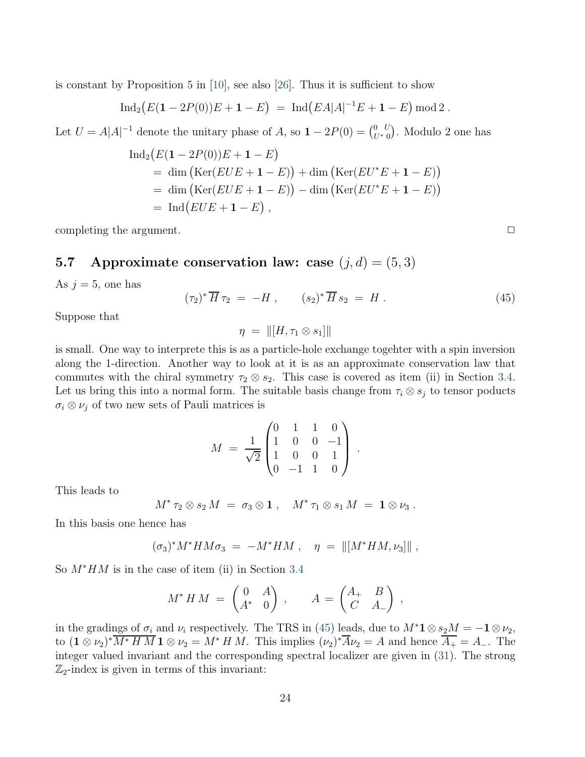is constant by Proposition 5 in [10], see also [26]. Thus it is sufficient to show

$$\mathrm{Ind}_2\big(E(\mathbf{1}-2P(0))E+\mathbf{1}-E\big) \;=\; \mathrm{Ind}\big(EA|A|^{-1}E+\mathbf{1}-E\big) \bmod 2\;.$$

Let $U=A|A|^{-1}$ denote the unitary phase of $A$, so $\mathbf{1}-2P(0)=\begin{pmatrix}0 & U\\ U^* & 0\end{pmatrix}$. Modulo 2 one has

$$\begin{aligned}
&\mathrm{Ind}_2\big(E(\mathbf{1}-2P(0))E+\mathbf{1}-E\big)\\
&\quad=\;\dim\big(\mathrm{Ker}(EUE+\mathbf{1}-E)\big)+\dim\big(\mathrm{Ker}(EU^*E+\mathbf{1}-E)\big)\\
&\quad=\;\dim\big(\mathrm{Ker}(EUE+\mathbf{1}-E)\big)-\dim\big(\mathrm{Ker}(EU^*E+\mathbf{1}-E)\big)\\
&\quad=\;\mathrm{Ind}\big(EUE+\mathbf{1}-E\big)\;,
\end{aligned}$$

completing the argument. □

### 5.7 Approximate conservation law: case $(j,d)=(5,3)$

As $j=5$, one has

$$(\tau_2)^*\,\overline{H}\,\tau_2 \;=\; -H\;,\qquad (s_2)^*\,\overline{H}\,s_2 \;=\; H\;. \tag{45}$$

Suppose that

$$\eta \;=\; \|[H,\tau_1\otimes s_1]\|$$

is small. One way to interprete this is as a particle-hole exchange togehter with a spin inversion along the 1-direction. Another way to look at it is as an approximate conservation law that commutes with the chiral symmetry $\tau_2\otimes s_2$. This case is covered as item (ii) in Section 3.4. Let us bring this into a normal form. The suitable basis change from $\tau_i\otimes s_j$ to tensor poducts $\sigma_i\otimes\nu_j$ of two new sets of Pauli matrices is

$$M \;=\; \frac{1}{\sqrt{2}}\begin{pmatrix}0 & 1 & 1 & 0\\ 1 & 0 & 0 & -1\\ 1 & 0 & 0 & 1\\ 0 & -1 & 1 & 0\end{pmatrix}\;.$$

This leads to

$$M^*\,\tau_2\otimes s_2\,M \;=\; \sigma_3\otimes\mathbf{1}\;,\quad M^*\,\tau_1\otimes s_1\,M \;=\; \mathbf{1}\otimes\nu_3\;.$$

In this basis one hence has

$$(\sigma_3)^*M^*HM\sigma_3 \;=\; -M^*HM\;,\quad \eta \;=\; \|[M^*HM,\nu_3]\|\;,$$

So $M^*HM$ is in the case of item (ii) in Section 3.4

$$M^*\,H\,M \;=\; \begin{pmatrix}0 & A\\ A^* & 0\end{pmatrix}\;,\qquad A \;=\; \begin{pmatrix}A_+ & B\\ C & A_-\end{pmatrix}\;,$$

in the gradings of $\sigma_i$ and $\nu_i$ respectively. The TRS in (45) leads, due to $M^*\mathbf{1}\otimes s_2M=-\mathbf{1}\otimes\nu_2$, to $(\mathbf{1}\otimes\nu_2)^*\overline{M^*\,H\,M}\,\mathbf{1}\otimes\nu_2=M^*\,H\,M$. This implies $(\nu_2)^*\overline{A}\nu_2=A$ and hence $\overline{A_+}=A_-$. The integer valued invariant and the corresponding spectral localizer are given in (31). The strong $\mathbb{Z}_2$-index is given in terms of this invariant: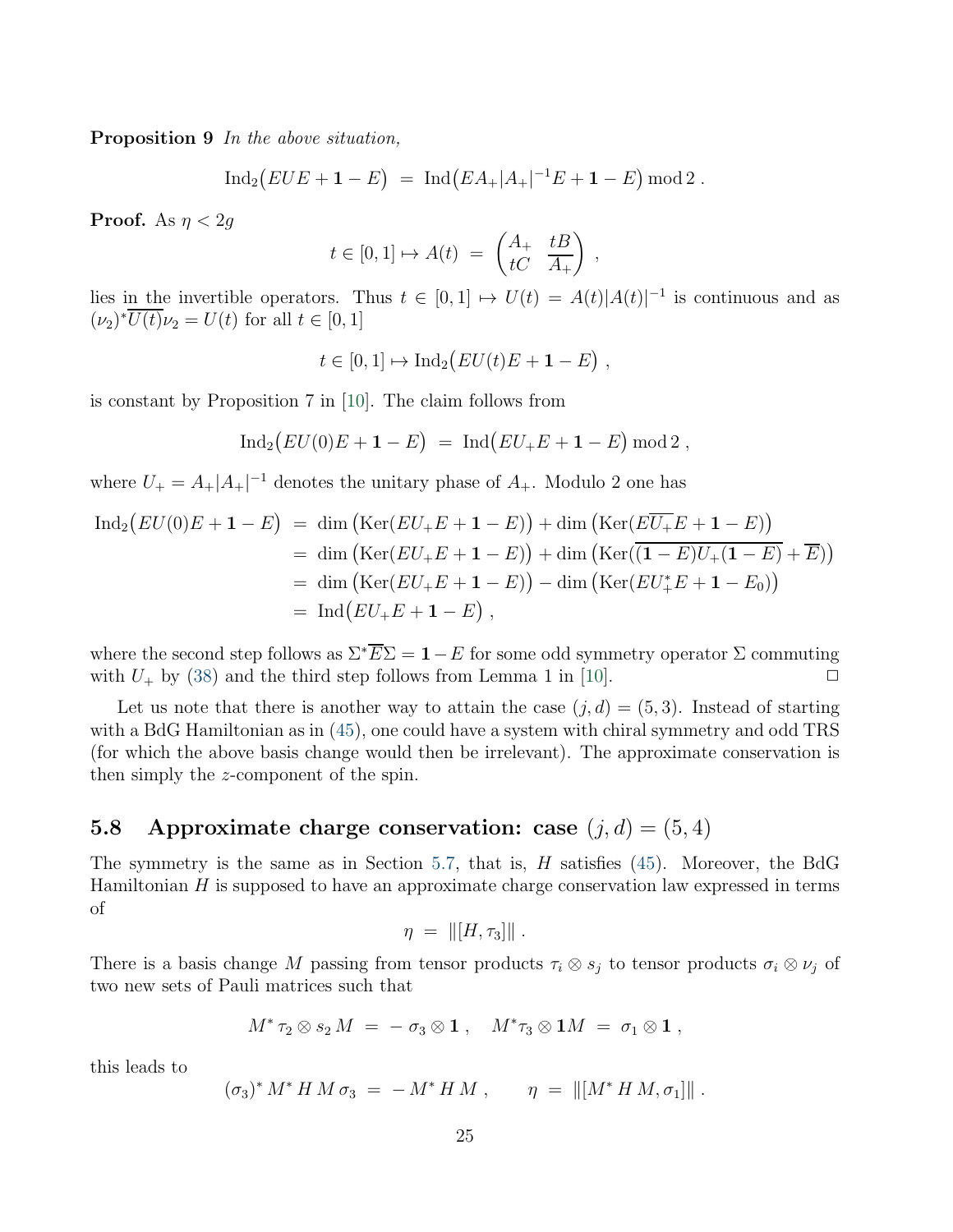**Proposition 9** *In the above situation,*

$$
\mathrm{Ind}_2\big(EUE + \mathbf{1} - E\big) \;=\; \mathrm{Ind}\big(EA_+|A_+|^{-1}E + \mathbf{1} - E\big) \bmod 2 \,.
$$

**Proof.** As $\eta < 2g$

$$
t \in [0,1] \mapsto A(t) \;=\; \begin{pmatrix} A_+ & tB \\ tC & \overline{A_+} \end{pmatrix} ,
$$

lies in the invertible operators. Thus $t \in [0,1] \mapsto U(t) = A(t)|A(t)|^{-1}$ is continuous and as $(\nu_2)^*\overline{U(t)}\nu_2 = U(t)$ for all $t \in [0,1]$

$$
t \in [0,1] \mapsto \mathrm{Ind}_2\big(EU(t)E + \mathbf{1} - E\big) \,,
$$

is constant by Proposition 7 in [10]. The claim follows from

$$
\mathrm{Ind}_2\big(EU(0)E + \mathbf{1} - E\big) \;=\; \mathrm{Ind}\big(EU_+E + \mathbf{1} - E\big) \bmod 2 \,,
$$

where $U_+ = A_+|A_+|^{-1}$ denotes the unitary phase of $A_+$. Modulo 2 one has

$$
\begin{aligned}
\mathrm{Ind}_2\big(EU(0)E + \mathbf{1} - E\big) \;&=\; \dim\big(\mathrm{Ker}(EU_+E + \mathbf{1} - E)\big) + \dim\big(\mathrm{Ker}(E\overline{U_+}E + \mathbf{1} - E)\big) \\
&=\; \dim\big(\mathrm{Ker}(EU_+E + \mathbf{1} - E)\big) + \dim\big(\mathrm{Ker}(\overline{(\mathbf{1} - E)U_+(\mathbf{1} - E)} + \overline{E})\big) \\
&=\; \dim\big(\mathrm{Ker}(EU_+E + \mathbf{1} - E)\big) - \dim\big(\mathrm{Ker}(EU_+^*E + \mathbf{1} - E_0)\big) \\
&=\; \mathrm{Ind}\big(EU_+E + \mathbf{1} - E\big) \,,
\end{aligned}
$$

where the second step follows as $\Sigma^*\overline{E}\Sigma = \mathbf{1} - E$ for some odd symmetry operator $\Sigma$ commuting with $U_+$ by (38) and the third step follows from Lemma 1 in [10]. $\square$

Let us note that there is another way to attain the case $(j,d) = (5,3)$. Instead of starting with a BdG Hamiltonian as in (45), one could have a system with chiral symmetry and odd TRS (for which the above basis change would then be irrelevant). The approximate conservation is then simply the $z$-component of the spin.

### 5.8 Approximate charge conservation: case $(j,d) = (5,4)$

The symmetry is the same as in Section 5.7, that is, $H$ satisfies (45). Moreover, the BdG Hamiltonian $H$ is supposed to have an approximate charge conservation law expressed in terms of

$$
\eta \;=\; \|[H, \tau_3]\| \,.
$$

There is a basis change $M$ passing from tensor products $\tau_i \otimes s_j$ to tensor products $\sigma_i \otimes \nu_j$ of two new sets of Pauli matrices such that

$$
M^*\,\tau_2 \otimes s_2\,M \;=\; -\,\sigma_3 \otimes \mathbf{1} \,, \quad M^*\tau_3 \otimes \mathbf{1}M \;=\; \sigma_1 \otimes \mathbf{1} \,,
$$

this leads to

$$
(\sigma_3)^*\,M^*\,H\,M\,\sigma_3 \;=\; -\,M^*\,H\,M \,, \qquad \eta \;=\; \|[M^*\,H\,M, \sigma_1]\| \,.
$$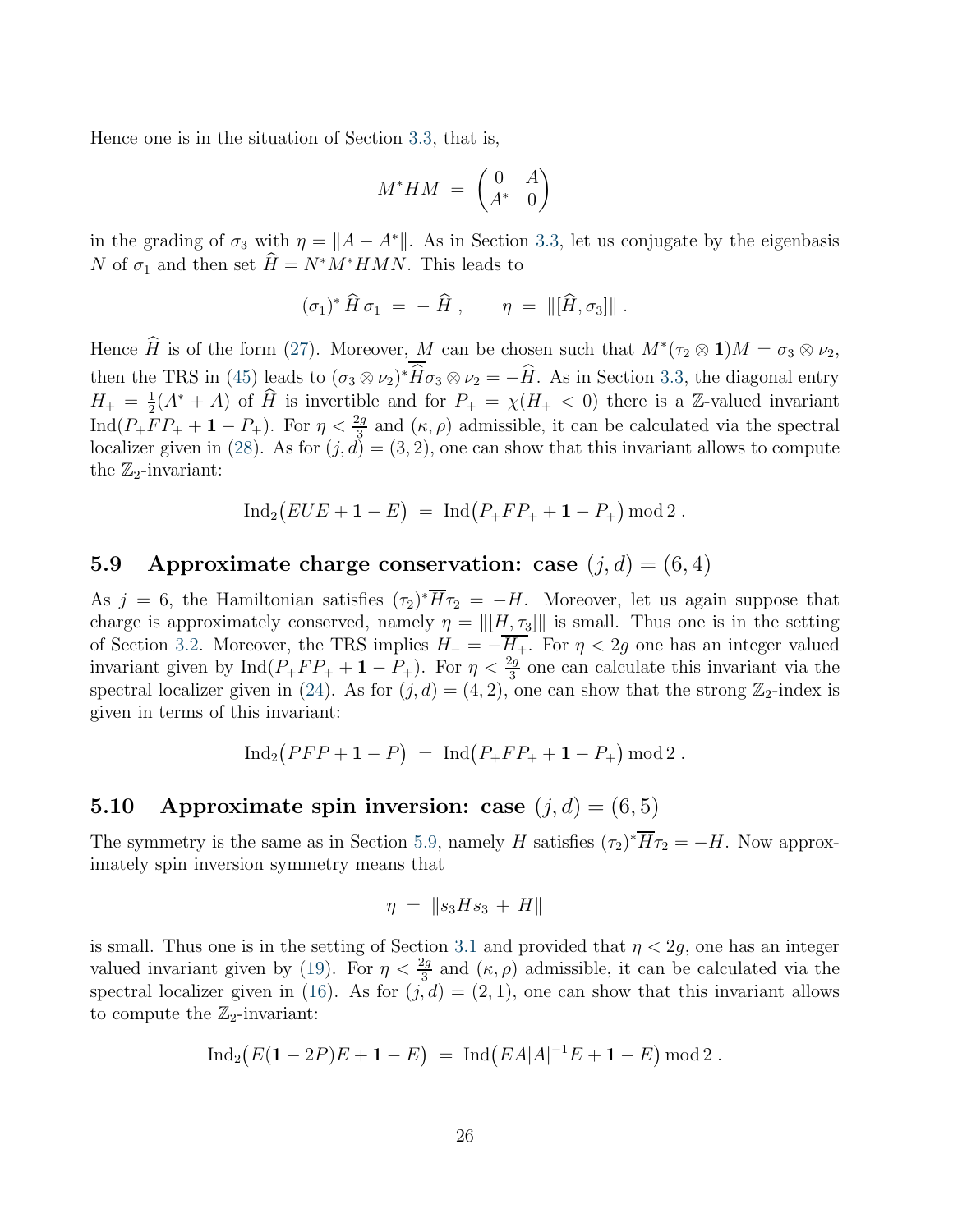Hence one is in the situation of Section 3.3, that is,

$$
M^* H M \;=\; \begin{pmatrix} 0 & A \\ A^* & 0 \end{pmatrix}
$$

in the grading of $\sigma_3$ with $\eta = \|A - A^*\|$. As in Section 3.3, let us conjugate by the eigenbasis $N$ of $\sigma_1$ and then set $\widehat{H} = N^* M^* H M N$. This leads to

$$
(\sigma_1)^* \, \widehat{H} \, \sigma_1 \;=\; -\, \widehat{H} \;, \qquad \eta \;=\; \|[\widehat{H}, \sigma_3]\| \;.
$$

Hence $\widehat{H}$ is of the form (27). Moreover, $M$ can be chosen such that $M^*(\tau_2 \otimes \mathbf{1})M = \sigma_3 \otimes \nu_2$, then the TRS in (45) leads to $(\sigma_3 \otimes \nu_2)^* \overline{\widehat{H}} \sigma_3 \otimes \nu_2 = -\widehat{H}$. As in Section 3.3, the diagonal entry $H_+ = \frac{1}{2}(A^* + A)$ of $\widehat{H}$ is invertible and for $P_+ = \chi(H_+ < 0)$ there is a $\mathbb{Z}$-valued invariant $\mathrm{Ind}(P_+ F P_+ + \mathbf{1} - P_+)$. For $\eta < \frac{2g}{3}$ and $(\kappa, \rho)$ admissible, it can be calculated via the spectral localizer given in (28). As for $(j, d) = (3, 2)$, one can show that this invariant allows to compute the $\mathbb{Z}_2$-invariant:

$$
\mathrm{Ind}_2\big(EUE + \mathbf{1} - E\big) \;=\; \mathrm{Ind}\big(P_+ F P_+ + \mathbf{1} - P_+\big) \bmod 2 \;.
$$

### 5.9 Approximate charge conservation: case $(j, d) = (6, 4)$

As $j = 6$, the Hamiltonian satisfies $(\tau_2)^* \overline{H} \tau_2 = -H$. Moreover, let us again suppose that charge is approximately conserved, namely $\eta = \|[H, \tau_3]\|$ is small. Thus one is in the setting of Section 3.2. Moreover, the TRS implies $H_- = -\overline{H_+}$. For $\eta < 2g$ one has an integer valued invariant given by $\mathrm{Ind}(P_+ F P_+ + \mathbf{1} - P_+)$. For $\eta < \frac{2g}{3}$ one can calculate this invariant via the spectral localizer given in (24). As for $(j, d) = (4, 2)$, one can show that the strong $\mathbb{Z}_2$-index is given in terms of this invariant:

$$
\mathrm{Ind}_2\big(PFP + \mathbf{1} - P\big) \;=\; \mathrm{Ind}\big(P_+ F P_+ + \mathbf{1} - P_+\big) \bmod 2 \;.
$$

### 5.10 Approximate spin inversion: case $(j, d) = (6, 5)$

The symmetry is the same as in Section 5.9, namely $H$ satisfies $(\tau_2)^* \overline{H} \tau_2 = -H$. Now approximately spin inversion symmetry means that

$$
\eta \;=\; \|s_3 H s_3 \,+\, H\|
$$

is small. Thus one is in the setting of Section 3.1 and provided that $\eta < 2g$, one has an integer valued invariant given by (19). For $\eta < \frac{2g}{3}$ and $(\kappa, \rho)$ admissible, it can be calculated via the spectral localizer given in (16). As for $(j, d) = (2, 1)$, one can show that this invariant allows to compute the $\mathbb{Z}_2$-invariant:

$$
\mathrm{Ind}_2\big(E(\mathbf{1} - 2P)E + \mathbf{1} - E\big) \;=\; \mathrm{Ind}\big(EA|A|^{-1}E + \mathbf{1} - E\big) \bmod 2 \;.
$$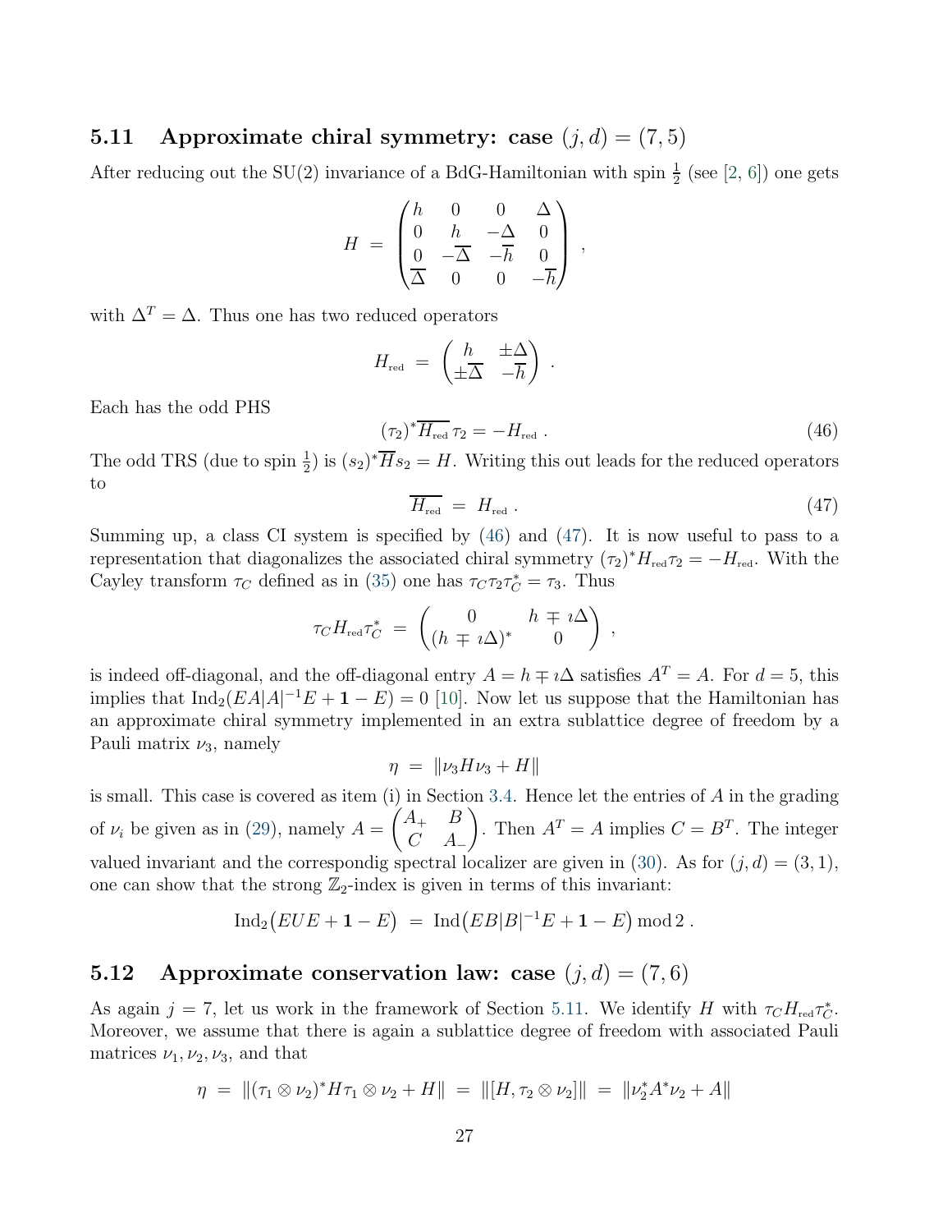### 5.11 Approximate chiral symmetry: case $(j,d) = (7,5)$

After reducing out the SU(2) invariance of a BdG-Hamiltonian with spin $\frac{1}{2}$ (see [2, 6]) one gets

$$
H \;=\; \begin{pmatrix} h & 0 & 0 & \Delta \\ 0 & h & -\Delta & 0 \\ 0 & -\overline{\Delta} & -\overline{h} & 0 \\ \overline{\Delta} & 0 & 0 & -\overline{h} \end{pmatrix} \;,
$$

with $\Delta^T = \Delta$. Thus one has two reduced operators

$$
H_{\rm red} \;=\; \begin{pmatrix} h & \pm\Delta \\ \pm\overline{\Delta} & -\overline{h} \end{pmatrix} \;.
$$

Each has the odd PHS

$$
(\tau_2)^* \overline{H_{\rm red}}\, \tau_2 = -H_{\rm red} \;. \tag{46}
$$

The odd TRS (due to spin $\frac{1}{2}$) is $(s_2)^* \overline{H} s_2 = H$. Writing this out leads for the reduced operators to

$$
\overline{H_{\rm red}} \;=\; H_{\rm red} \;. \tag{47}
$$

Summing up, a class CI system is specified by (46) and (47). It is now useful to pass to a representation that diagonalizes the associated chiral symmetry $(\tau_2)^* H_{\rm red} \tau_2 = -H_{\rm red}$. With the Cayley transform $\tau_C$ defined as in (35) one has $\tau_C \tau_2 \tau_C^* = \tau_3$. Thus

$$
\tau_C H_{\rm red} \tau_C^* \;=\; \begin{pmatrix} 0 & h \mp \imath\Delta \\ (h \mp \imath\Delta)^* & 0 \end{pmatrix} \;,
$$

is indeed off-diagonal, and the off-diagonal entry $A = h \mp \imath\Delta$ satisfies $A^T = A$. For $d = 5$, this implies that $\mathrm{Ind}_2(EA|A|^{-1}E + \mathbf{1} - E) = 0$ [10]. Now let us suppose that the Hamiltonian has an approximate chiral symmetry implemented in an extra sublattice degree of freedom by a Pauli matrix $\nu_3$, namely

$$
\eta \;=\; \|\nu_3 H \nu_3 + H\|
$$

is small. This case is covered as item (i) in Section 3.4. Hence let the entries of $A$ in the grading of $\nu_i$ be given as in (29), namely $A = \begin{pmatrix} A_+ & B \\ C & A_- \end{pmatrix}$. Then $A^T = A$ implies $C = B^T$. The integer valued invariant and the correspondig spectral localizer are given in (30). As for $(j,d) = (3,1)$, one can show that the strong $\mathbb{Z}_2$-index is given in terms of this invariant:

$$
\mathrm{Ind}_2\big(EUE + \mathbf{1} - E\big) \;=\; \mathrm{Ind}\big(EB|B|^{-1}E + \mathbf{1} - E\big) \bmod 2 \;.
$$

### 5.12 Approximate conservation law: case $(j,d) = (7,6)$

As again $j = 7$, let us work in the framework of Section 5.11. We identify $H$ with $\tau_C H_{\rm red} \tau_C^*$. Moreover, we assume that there is again a sublattice degree of freedom with associated Pauli matrices $\nu_1, \nu_2, \nu_3$, and that

$$
\eta \;=\; \|(\tau_1 \otimes \nu_2)^* H \tau_1 \otimes \nu_2 + H\| \;=\; \|[H, \tau_2 \otimes \nu_2]\| \;=\; \|\nu_2^* A^* \nu_2 + A\|
$$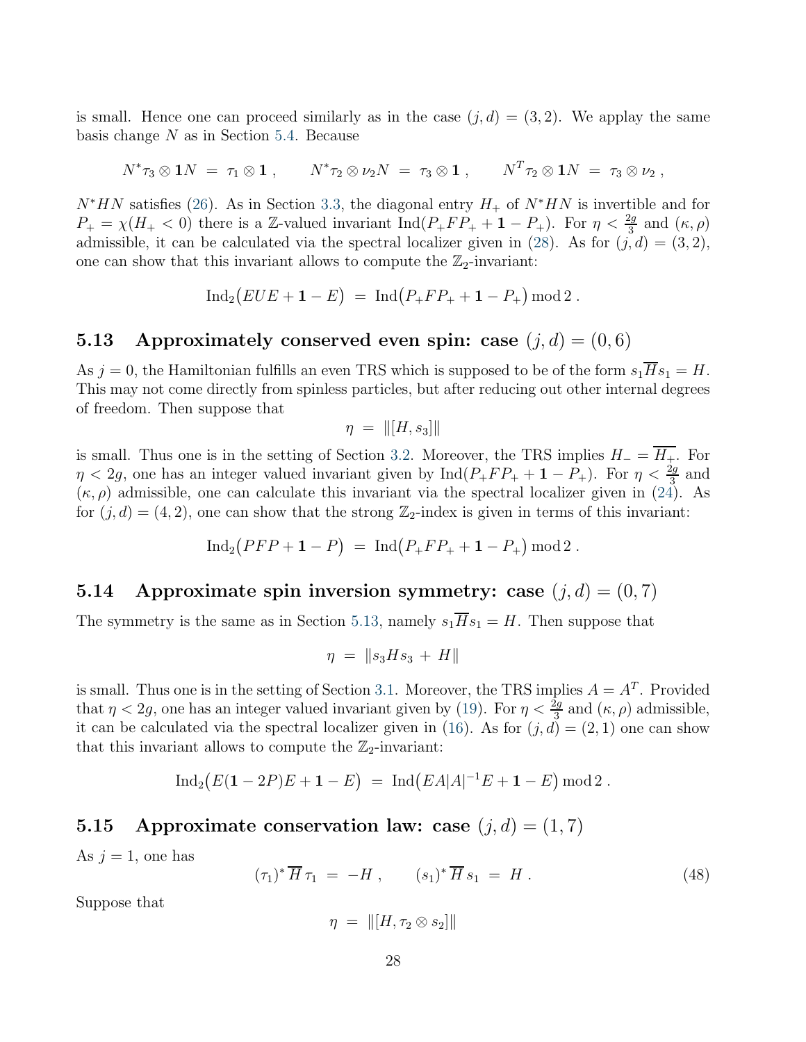is small. Hence one can proceed similarly as in the case $(j, d) = (3, 2)$. We apply the same basis change $N$ as in Section 5.4. Because

$$N^* \tau_3 \otimes \mathbf{1} N \;=\; \tau_1 \otimes \mathbf{1} \;, \qquad N^* \tau_2 \otimes \nu_2 N \;=\; \tau_3 \otimes \mathbf{1} \;, \qquad N^T \tau_2 \otimes \mathbf{1} N \;=\; \tau_3 \otimes \nu_2 \;,$$

$N^* H N$ satisfies (26). As in Section 3.3, the diagonal entry $H_+$ of $N^* H N$ is invertible and for $P_+ = \chi(H_+ < 0)$ there is a $\mathbb{Z}$-valued invariant $\mathrm{Ind}(P_+ F P_+ + \mathbf{1} - P_+)$. For $\eta < \frac{2g}{3}$ and $(\kappa, \rho)$ admissible, it can be calculated via the spectral localizer given in (28). As for $(j, d) = (3, 2)$, one can show that this invariant allows to compute the $\mathbb{Z}_2$-invariant:

$$\mathrm{Ind}_2\big(E U E + \mathbf{1} - E\big) \;=\; \mathrm{Ind}\big(P_+ F P_+ + \mathbf{1} - P_+\big) \bmod 2 \;.$$

### 5.13 Approximately conserved even spin: case $(j, d) = (0, 6)$

As $j = 0$, the Hamiltonian fulfills an even TRS which is supposed to be of the form $s_1 \overline{H} s_1 = H$. This may not come directly from spinless particles, but after reducing out other internal degrees of freedom. Then suppose that

$$\eta \;=\; \|[H, s_3]\|$$

is small. Thus one is in the setting of Section 3.2. Moreover, the TRS implies $H_- = \overline{H_+}$. For $\eta < 2g$, one has an integer valued invariant given by $\mathrm{Ind}(P_+ F P_+ + \mathbf{1} - P_+)$. For $\eta < \frac{2g}{3}$ and $(\kappa, \rho)$ admissible, one can calculate this invariant via the spectral localizer given in (24). As for $(j, d) = (4, 2)$, one can show that the strong $\mathbb{Z}_2$-index is given in terms of this invariant:

$$\mathrm{Ind}_2\big(P F P + \mathbf{1} - P\big) \;=\; \mathrm{Ind}\big(P_+ F P_+ + \mathbf{1} - P_+\big) \bmod 2 \;.$$

### 5.14 Approximate spin inversion symmetry: case $(j, d) = (0, 7)$

The symmetry is the same as in Section 5.13, namely $s_1 \overline{H} s_1 = H$. Then suppose that

$$\eta \;=\; \|s_3 H s_3 \,+\, H\|$$

is small. Thus one is in the setting of Section 3.1. Moreover, the TRS implies $A = A^T$. Provided that $\eta < 2g$, one has an integer valued invariant given by (19). For $\eta < \frac{2g}{3}$ and $(\kappa, \rho)$ admissible, it can be calculated via the spectral localizer given in (16). As for $(j, d) = (2, 1)$ one can show that this invariant allows to compute the $\mathbb{Z}_2$-invariant:

$$\mathrm{Ind}_2\big(E(\mathbf{1} - 2P)E + \mathbf{1} - E\big) \;=\; \mathrm{Ind}\big(E A |A|^{-1} E + \mathbf{1} - E\big) \bmod 2 \;.$$

### 5.15 Approximate conservation law: case $(j, d) = (1, 7)$

As $j = 1$, one has

$$(\tau_1)^* \, \overline{H} \, \tau_1 \;=\; -H \;, \qquad (s_1)^* \, \overline{H} \, s_1 \;=\; H \;. \tag{48}$$

Suppose that

$$\eta \;=\; \|[H, \tau_2 \otimes s_2]\|$$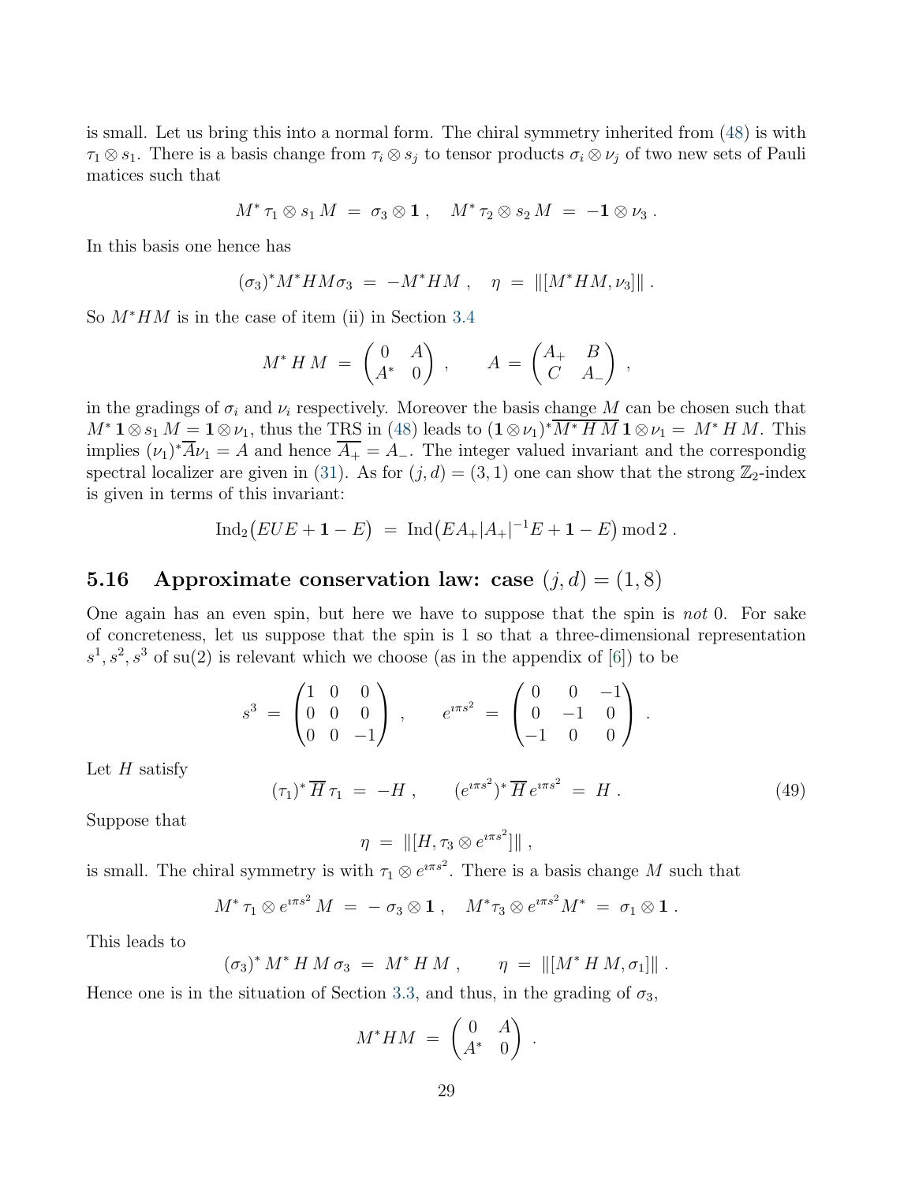is small. Let us bring this into a normal form. The chiral symmetry inherited from (48) is with $\tau_1 \otimes s_1$. There is a basis change from $\tau_i \otimes s_j$ to tensor products $\sigma_i \otimes \nu_j$ of two new sets of Pauli matices such that

$$M^* \tau_1 \otimes s_1 M \;=\; \sigma_3 \otimes \mathbf{1} \;, \quad M^* \tau_2 \otimes s_2 M \;=\; -\mathbf{1} \otimes \nu_3 \;.$$

In this basis one hence has

$$(\sigma_3)^* M^* H M \sigma_3 \;=\; -M^* H M \;, \quad \eta \;=\; \|[M^* H M, \nu_3]\| \;.$$

So $M^* H M$ is in the case of item (ii) in Section 3.4

$$M^* \, H \, M \;=\; \begin{pmatrix} 0 & A \\ A^* & 0 \end{pmatrix} \;, \qquad A \;=\; \begin{pmatrix} A_+ & B \\ C & A_- \end{pmatrix} \;,$$

in the gradings of $\sigma_i$ and $\nu_i$ respectively. Moreover the basis change $M$ can be chosen such that $M^* \, \mathbf{1} \otimes s_1 \, M = \mathbf{1} \otimes \nu_1$, thus the TRS in (48) leads to $(\mathbf{1} \otimes \nu_1)^* \overline{M^* \, H \, M} \, \mathbf{1} \otimes \nu_1 = \; M^* \, H \, M$. This implies $(\nu_1)^* \overline{A} \nu_1 = A$ and hence $\overline{A_+} = A_-$. The integer valued invariant and the correspondig spectral localizer are given in (31). As for $(j,d) = (3,1)$ one can show that the strong $\mathbb{Z}_2$-index is given in terms of this invariant:

$$\mathrm{Ind}_2\big(EUE + \mathbf{1} - E\big) \;=\; \mathrm{Ind}\big(EA_+ |A_+|^{-1} E + \mathbf{1} - E\big) \bmod 2 \;.$$

## 5.16 Approximate conservation law: case $(j,d) = (1,8)$

One again has an even spin, but here we have to suppose that the spin is *not* 0. For sake of concreteness, let us suppose that the spin is 1 so that a three-dimensional representation $s^1, s^2, s^3$ of su(2) is relevant which we choose (as in the appendix of [6]) to be

$$s^3 \;=\; \begin{pmatrix} 1 & 0 & 0 \\ 0 & 0 & 0 \\ 0 & 0 & -1 \end{pmatrix} \;, \qquad e^{\imath \pi s^2} \;=\; \begin{pmatrix} 0 & 0 & -1 \\ 0 & -1 & 0 \\ -1 & 0 & 0 \end{pmatrix} \;.$$

Let $H$ satisfy

$$(\tau_1)^* \, \overline{H} \, \tau_1 \;=\; -H \;, \qquad (e^{\imath \pi s^2})^* \, \overline{H} \, e^{\imath \pi s^2} \;=\; H \;. \tag{49}$$

Suppose that

$$\eta \;=\; \|[H, \tau_3 \otimes e^{\imath \pi s^2}]\| \;,$$

is small. The chiral symmetry is with $\tau_1 \otimes e^{\imath \pi s^2}$. There is a basis change $M$ such that

$$M^* \, \tau_1 \otimes e^{\imath \pi s^2} \, M \;=\; -\,\sigma_3 \otimes \mathbf{1} \;, \quad M^* \tau_3 \otimes e^{\imath \pi s^2} M^* \;=\; \sigma_1 \otimes \mathbf{1} \;.$$

This leads to

$$(\sigma_3)^* \, M^* \, H \, M \, \sigma_3 \;=\; M^* \, H \, M \;, \qquad \eta \;=\; \|[M^* \, H \, M, \sigma_1]\| \;.$$

Hence one is in the situation of Section 3.3, and thus, in the grading of $\sigma_3$,

$$M^* H M \;=\; \begin{pmatrix} 0 & A \\ A^* & 0 \end{pmatrix} \;.$$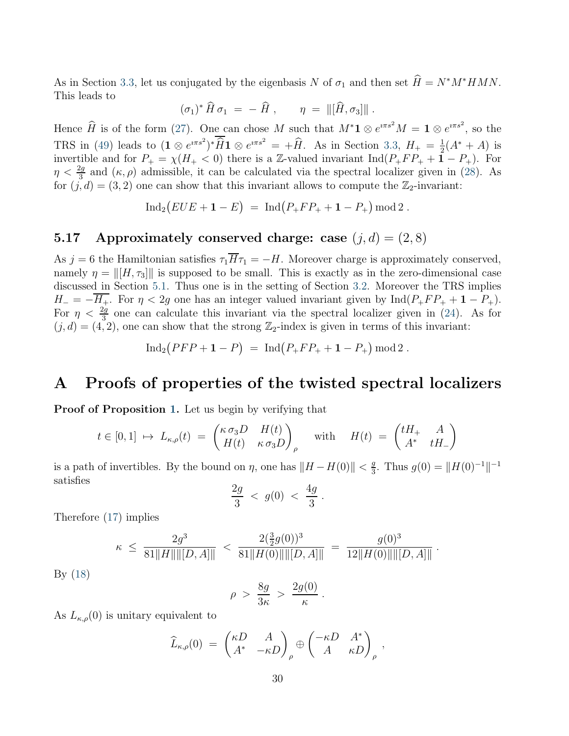As in Section 3.3, let us conjugated by the eigenbasis $N$ of $\sigma_1$ and then set $\widehat{H} = N^*M^*HMN$. This leads to

$$(\sigma_1)^* \widehat{H} \sigma_1 = -\widehat{H}, \qquad \eta = \|[\widehat{H}, \sigma_3]\|.$$

Hence $\widehat{H}$ is of the form (27). One can chose $M$ such that $M^* \mathbf{1} \otimes e^{\imath\pi s^2} M = \mathbf{1} \otimes e^{\imath\pi s^2}$, so the TRS in (49) leads to $(\mathbf{1} \otimes e^{\imath\pi s^2})^* \overline{\widehat{H}} \mathbf{1} \otimes e^{\imath\pi s^2} = +\widehat{H}$. As in Section 3.3, $H_+ = \frac{1}{2}(A^* + A)$ is invertible and for $P_+ = \chi(H_+ < 0)$ there is a $\mathbb{Z}$-valued invariant $\mathrm{Ind}(P_+FP_+ + \mathbf{1} - P_+)$. For $\eta < \frac{2g}{3}$ and $(\kappa, \rho)$ admissible, it can be calculated via the spectral localizer given in (28). As for $(j, d) = (3, 2)$ one can show that this invariant allows to compute the $\mathbb{Z}_2$-invariant:

$$\mathrm{Ind}_2\big(EUE + \mathbf{1} - E\big) = \mathrm{Ind}\big(P_+FP_+ + \mathbf{1} - P_+\big) \bmod 2.$$

### 5.17 Approximately conserved charge: case $(j, d) = (2, 8)$

As $j = 6$ the Hamiltonian satisfies $\tau_1 \overline{H} \tau_1 = -H$. Moreover charge is approximately conserved, namely $\eta = \|[H, \tau_3]\|$ is supposed to be small. This is exactly as in the zero-dimensional case discussed in Section 5.1. Thus one is in the setting of Section 3.2. Moreover the TRS implies $H_- = -\overline{H_+}$. For $\eta < 2g$ one has an integer valued invariant given by $\mathrm{Ind}(P_+FP_+ + \mathbf{1} - P_+)$. For $\eta < \frac{2g}{3}$ one can calculate this invariant via the spectral localizer given in (24). As for $(j, d) = (4, 2)$, one can show that the strong $\mathbb{Z}_2$-index is given in terms of this invariant:

$$\mathrm{Ind}_2\big(PFP + \mathbf{1} - P\big) = \mathrm{Ind}\big(P_+FP_+ + \mathbf{1} - P_+\big) \bmod 2.$$

## A Proofs of properties of the twisted spectral localizers

**Proof of Proposition 1.** Let us begin by verifying that

$$t \in [0, 1] \mapsto L_{\kappa,\rho}(t) = \begin{pmatrix} \kappa\,\sigma_3 D & H(t) \\ H(t) & \kappa\,\sigma_3 D \end{pmatrix}_\rho \quad \text{with} \quad H(t) = \begin{pmatrix} tH_+ & A \\ A^* & tH_- \end{pmatrix}$$

is a path of invertibles. By the bound on $\eta$, one has $\|H - H(0)\| < \frac{g}{3}$. Thus $g(0) = \|H(0)^{-1}\|^{-1}$ satisfies

$$\frac{2g}{3} < g(0) < \frac{4g}{3}.$$

Therefore (17) implies

$$\kappa \leq \frac{2g^3}{81\|H\|\|[D, A]\|} < \frac{2(\frac{3}{2}g(0))^3}{81\|H(0)\|\|[D, A]\|} = \frac{g(0)^3}{12\|H(0)\|\|[D, A]\|}.$$

By (18)

$$\rho > \frac{8g}{3\kappa} > \frac{2g(0)}{\kappa}.$$

As $L_{\kappa,\rho}(0)$ is unitary equivalent to

$$\widehat{L}_{\kappa,\rho}(0) = \begin{pmatrix} \kappa D & A \\ A^* & -\kappa D \end{pmatrix}_\rho \oplus \begin{pmatrix} -\kappa D & A^* \\ A & \kappa D \end{pmatrix}_\rho,$$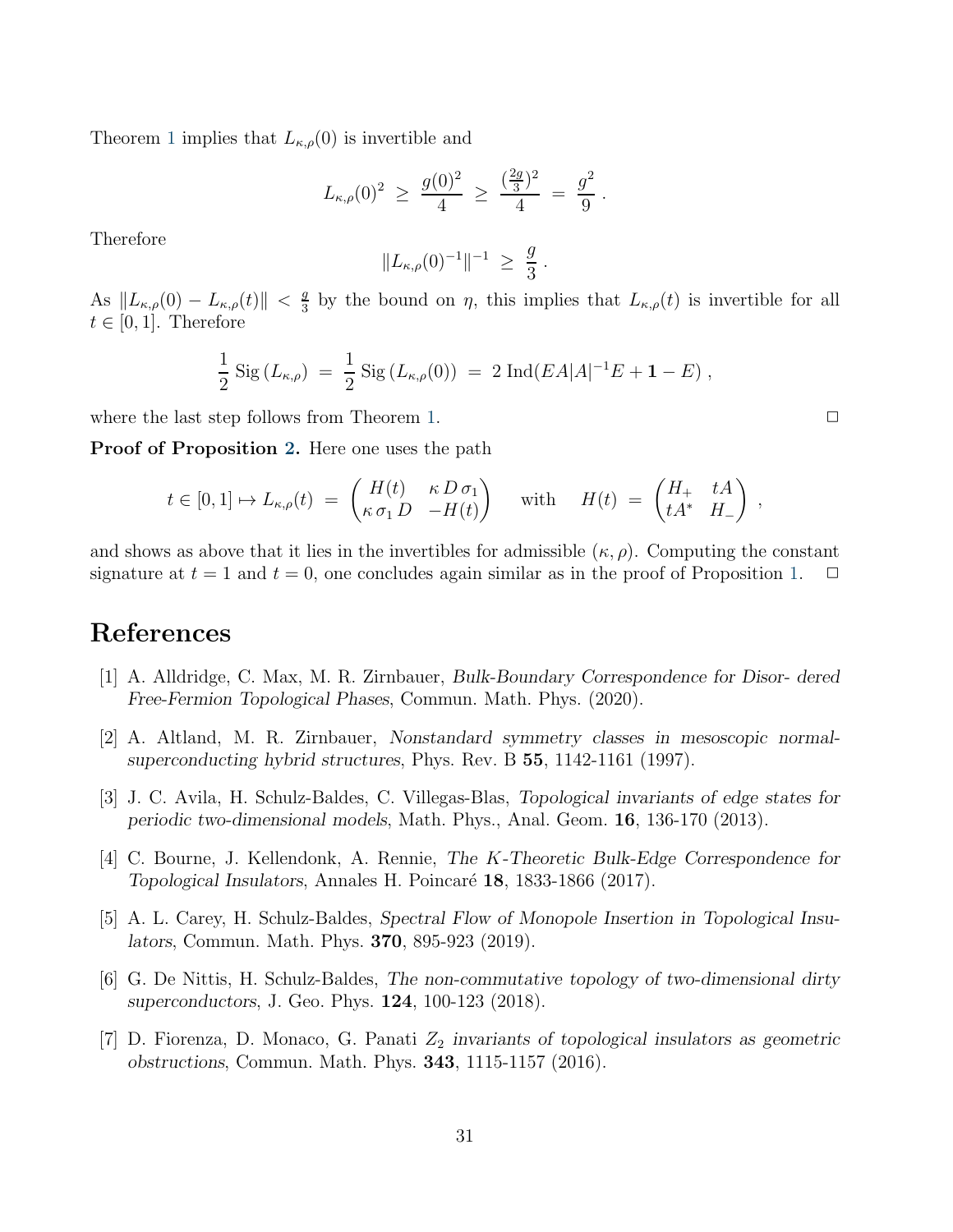Theorem 1 implies that $L_{\kappa,\rho}(0)$ is invertible and

$$
L_{\kappa,\rho}(0)^2 \;\geq\; \frac{g(0)^2}{4} \;\geq\; \frac{(\frac{2g}{3})^2}{4} \;=\; \frac{g^2}{9}\;.
$$

Therefore

$$
\|L_{\kappa,\rho}(0)^{-1}\|^{-1} \;\geq\; \frac{g}{3}\;.
$$

As $\|L_{\kappa,\rho}(0) - L_{\kappa,\rho}(t)\| < \frac{g}{3}$ by the bound on $\eta$, this implies that $L_{\kappa,\rho}(t)$ is invertible for all $t \in [0,1]$. Therefore

$$
\frac{1}{2}\,\mathrm{Sig}\,(L_{\kappa,\rho}) \;=\; \frac{1}{2}\,\mathrm{Sig}\,(L_{\kappa,\rho}(0)) \;=\; 2\,\mathrm{Ind}(EA|A|^{-1}E + \mathbf{1} - E)\;,
$$

where the last step follows from Theorem 1. $\Box$

**Proof of Proposition 2.** Here one uses the path

$$
t \in [0,1] \mapsto L_{\kappa,\rho}(t) \;=\; \begin{pmatrix} H(t) & \kappa\, D\,\sigma_1 \\ \kappa\,\sigma_1\, D & -H(t) \end{pmatrix} \quad \text{with} \quad H(t) \;=\; \begin{pmatrix} H_+ & tA \\ tA^* & H_- \end{pmatrix}\;,
$$

and shows as above that it lies in the invertibles for admissible $(\kappa, \rho)$. Computing the constant signature at $t = 1$ and $t = 0$, one concludes again similar as in the proof of Proposition 1. $\Box$

# References

[1] A. Alldridge, C. Max, M. R. Zirnbauer, *Bulk-Boundary Correspondence for Disor- dered Free-Fermion Topological Phases*, Commun. Math. Phys. (2020).

[2] A. Altland, M. R. Zirnbauer, *Nonstandard symmetry classes in mesoscopic normal-superconducting hybrid structures*, Phys. Rev. B **55**, 1142-1161 (1997).

[3] J. C. Avila, H. Schulz-Baldes, C. Villegas-Blas, *Topological invariants of edge states for periodic two-dimensional models*, Math. Phys., Anal. Geom. **16**, 136-170 (2013).

[4] C. Bourne, J. Kellendonk, A. Rennie, *The K-Theoretic Bulk-Edge Correspondence for Topological Insulators*, Annales H. Poincaré **18**, 1833-1866 (2017).

[5] A. L. Carey, H. Schulz-Baldes, *Spectral Flow of Monopole Insertion in Topological Insulators*, Commun. Math. Phys. **370**, 895-923 (2019).

[6] G. De Nittis, H. Schulz-Baldes, *The non-commutative topology of two-dimensional dirty superconductors*, J. Geo. Phys. **124**, 100-123 (2018).

[7] D. Fiorenza, D. Monaco, G. Panati *$Z_2$ invariants of topological insulators as geometric obstructions*, Commun. Math. Phys. **343**, 1115-1157 (2016).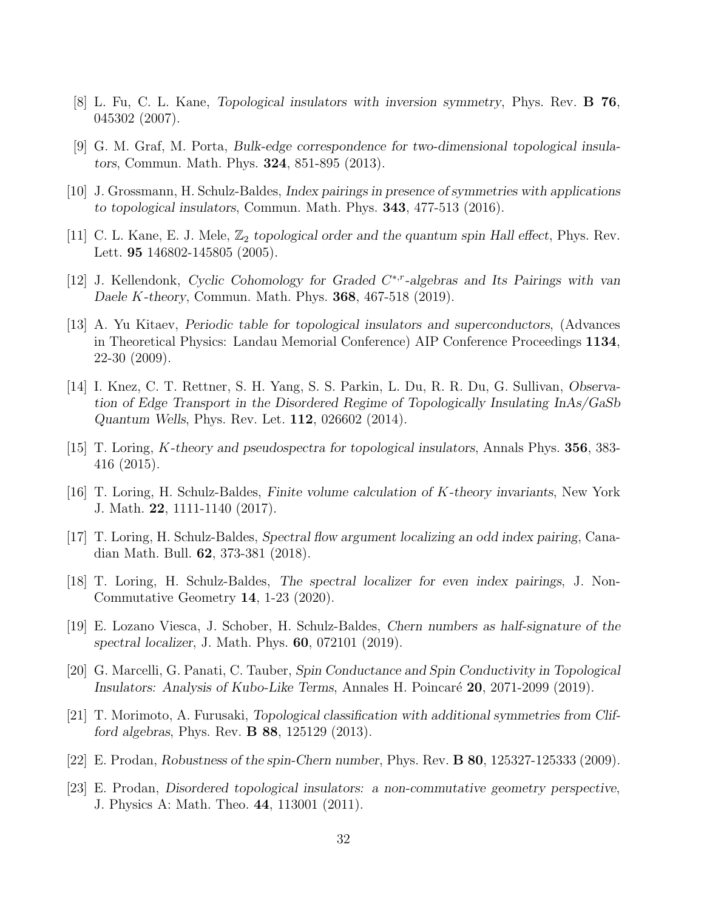[8] L. Fu, C. L. Kane, *Topological insulators with inversion symmetry*, Phys. Rev. **B 76**, 045302 (2007).

[9] G. M. Graf, M. Porta, *Bulk-edge correspondence for two-dimensional topological insulators*, Commun. Math. Phys. **324**, 851-895 (2013).

[10] J. Grossmann, H. Schulz-Baldes, *Index pairings in presence of symmetries with applications to topological insulators*, Commun. Math. Phys. **343**, 477-513 (2016).

[11] C. L. Kane, E. J. Mele, *$\mathbb{Z}_2$ topological order and the quantum spin Hall effect*, Phys. Rev. Lett. **95** 146802-145805 (2005).

[12] J. Kellendonk, *Cyclic Cohomology for Graded $C^{*,r}$-algebras and Its Pairings with van Daele $K$-theory*, Commun. Math. Phys. **368**, 467-518 (2019).

[13] A. Yu Kitaev, *Periodic table for topological insulators and superconductors*, (Advances in Theoretical Physics: Landau Memorial Conference) AIP Conference Proceedings **1134**, 22-30 (2009).

[14] I. Knez, C. T. Rettner, S. H. Yang, S. S. Parkin, L. Du, R. R. Du, G. Sullivan, *Observation of Edge Transport in the Disordered Regime of Topologically Insulating InAs/GaSb Quantum Wells*, Phys. Rev. Let. **112**, 026602 (2014).

[15] T. Loring, *$K$-theory and pseudospectra for topological insulators*, Annals Phys. **356**, 383-416 (2015).

[16] T. Loring, H. Schulz-Baldes, *Finite volume calculation of $K$-theory invariants*, New York J. Math. **22**, 1111-1140 (2017).

[17] T. Loring, H. Schulz-Baldes, *Spectral flow argument localizing an odd index pairing*, Canadian Math. Bull. **62**, 373-381 (2018).

[18] T. Loring, H. Schulz-Baldes, *The spectral localizer for even index pairings*, J. Non-Commutative Geometry **14**, 1-23 (2020).

[19] E. Lozano Viesca, J. Schober, H. Schulz-Baldes, *Chern numbers as half-signature of the spectral localizer*, J. Math. Phys. **60**, 072101 (2019).

[20] G. Marcelli, G. Panati, C. Tauber, *Spin Conductance and Spin Conductivity in Topological Insulators: Analysis of Kubo-Like Terms*, Annales H. Poincaré **20**, 2071-2099 (2019).

[21] T. Morimoto, A. Furusaki, *Topological classification with additional symmetries from Clifford algebras*, Phys. Rev. **B 88**, 125129 (2013).

[22] E. Prodan, *Robustness of the spin-Chern number*, Phys. Rev. **B 80**, 125327-125333 (2009).

[23] E. Prodan, *Disordered topological insulators: a non-commutative geometry perspective*, J. Physics A: Math. Theo. **44**, 113001 (2011).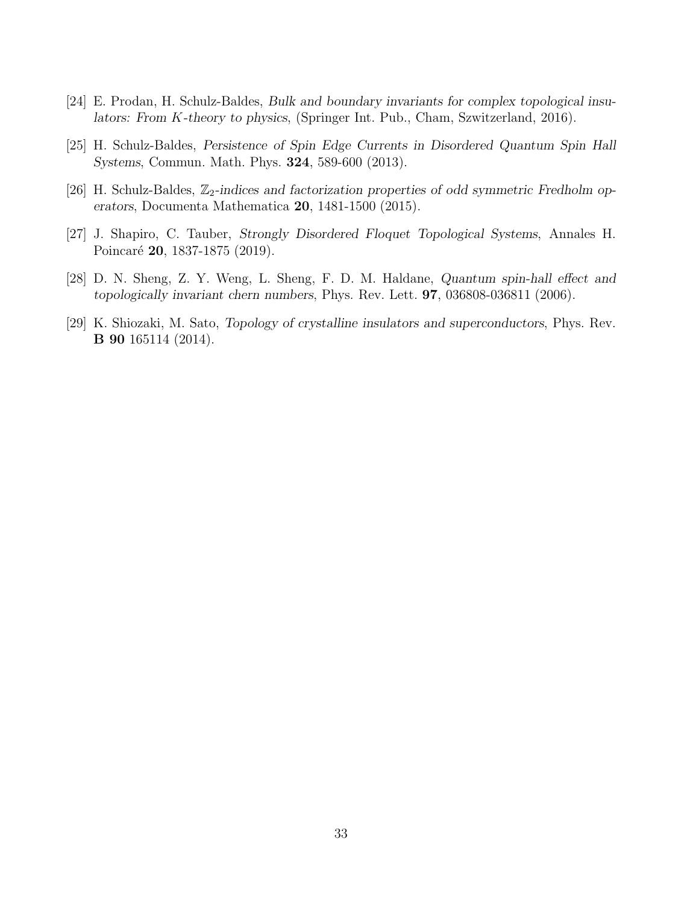[24] E. Prodan, H. Schulz-Baldes, *Bulk and boundary invariants for complex topological insulators: From K-theory to physics*, (Springer Int. Pub., Cham, Szwitzerland, 2016).

[25] H. Schulz-Baldes, *Persistence of Spin Edge Currents in Disordered Quantum Spin Hall Systems*, Commun. Math. Phys. **324**, 589-600 (2013).

[26] H. Schulz-Baldes, *$\mathbb{Z}_2$-indices and factorization properties of odd symmetric Fredholm operators*, Documenta Mathematica **20**, 1481-1500 (2015).

[27] J. Shapiro, C. Tauber, *Strongly Disordered Floquet Topological Systems*, Annales H. Poincaré **20**, 1837-1875 (2019).

[28] D. N. Sheng, Z. Y. Weng, L. Sheng, F. D. M. Haldane, *Quantum spin-hall effect and topologically invariant chern numbers*, Phys. Rev. Lett. **97**, 036808-036811 (2006).

[29] K. Shiozaki, M. Sato, *Topology of crystalline insulators and superconductors*, Phys. Rev. **B 90** 165114 (2014).